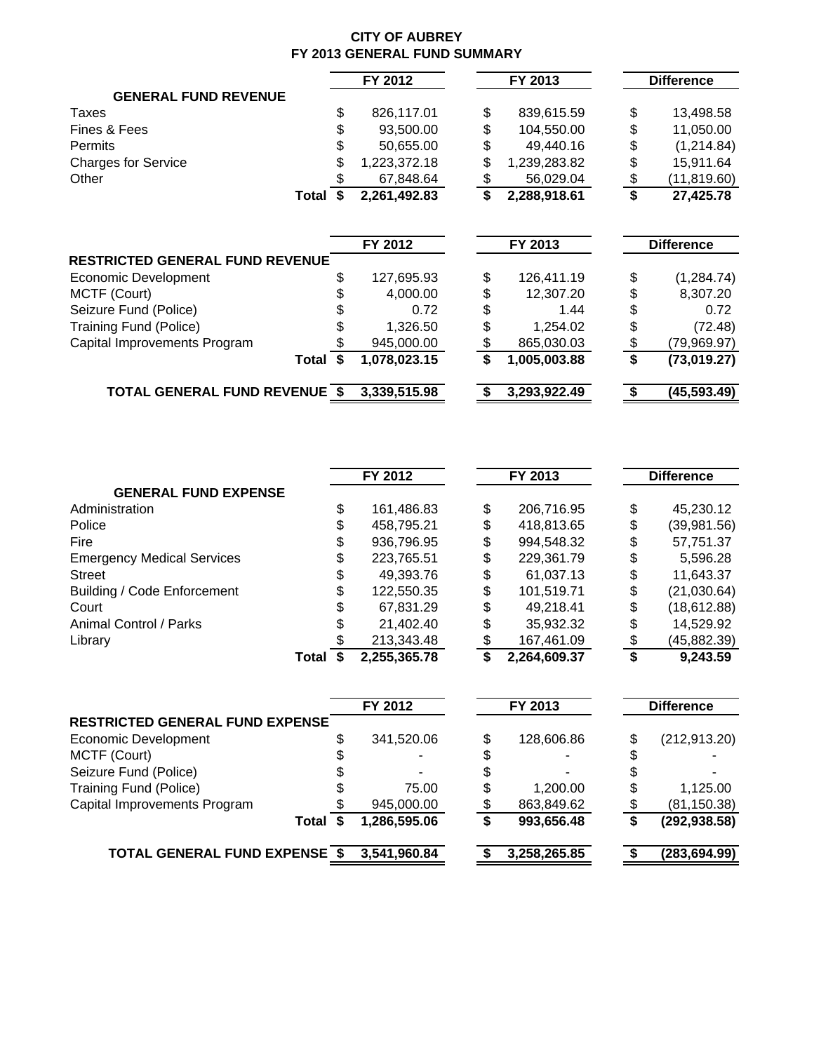# CITY OF AUBREY
## FY 2013 GENERAL FUND SUMMARY

| GENERAL FUND REVENUE | FY 2012 | FY 2013 | Difference |
|---|---|---|---|
| Taxes | $ 826,117.01 | $ 839,615.59 | $ 13,498.58 |
| Fines & Fees | $ 93,500.00 | $ 104,550.00 | $ 11,050.00 |
| Permits | $ 50,655.00 | $ 49,440.16 | $ (1,214.84) |
| Charges for Service | $ 1,223,372.18 | $ 1,239,283.82 | $ 15,911.64 |
| Other | $ 67,848.64 | $ 56,029.04 | $ (11,819.60) |
| **Total** | **$ 2,261,492.83** | **$ 2,288,918.61** | **$ 27,425.78** |

| RESTRICTED GENERAL FUND REVENUE | FY 2012 | FY 2013 | Difference |
|---|---|---|---|
| Economic Development | $ 127,695.93 | $ 126,411.19 | $ (1,284.74) |
| MCTF (Court) | $ 4,000.00 | $ 12,307.20 | $ 8,307.20 |
| Seizure Fund (Police) | $ 0.72 | $ 1.44 | $ 0.72 |
| Training Fund (Police) | $ 1,326.50 | $ 1,254.02 | $ (72.48) |
| Capital Improvements Program | $ 945,000.00 | $ 865,030.03 | $ (79,969.97) |
| **Total** | **$ 1,078,023.15** | **$ 1,005,003.88** | **$ (73,019.27)** |
| **TOTAL GENERAL FUND REVENUE** | **$ 3,339,515.98** | **$ 3,293,922.49** | **$ (45,593.49)** |

| GENERAL FUND EXPENSE | FY 2012 | FY 2013 | Difference |
|---|---|---|---|
| Administration | $ 161,486.83 | $ 206,716.95 | $ 45,230.12 |
| Police | $ 458,795.21 | $ 418,813.65 | $ (39,981.56) |
| Fire | $ 936,796.95 | $ 994,548.32 | $ 57,751.37 |
| Emergency Medical Services | $ 223,765.51 | $ 229,361.79 | $ 5,596.28 |
| Street | $ 49,393.76 | $ 61,037.13 | $ 11,643.37 |
| Building / Code Enforcement | $ 122,550.35 | $ 101,519.71 | $ (21,030.64) |
| Court | $ 67,831.29 | $ 49,218.41 | $ (18,612.88) |
| Animal Control / Parks | $ 21,402.40 | $ 35,932.32 | $ 14,529.92 |
| Library | $ 213,343.48 | $ 167,461.09 | $ (45,882.39) |
| **Total** | **$ 2,255,365.78** | **$ 2,264,609.37** | **$ 9,243.59** |

| RESTRICTED GENERAL FUND EXPENSE | FY 2012 | FY 2013 | Difference |
|---|---|---|---|
| Economic Development | $ 341,520.06 | $ 128,606.86 | $ (212,913.20) |
| MCTF (Court) | $ - | $ - | $ - |
| Seizure Fund (Police) | $ - | $ - | $ - |
| Training Fund (Police) | $ 75.00 | $ 1,200.00 | $ 1,125.00 |
| Capital Improvements Program | $ 945,000.00 | $ 863,849.62 | $ (81,150.38) |
| **Total** | **$ 1,286,595.06** | **$ 993,656.48** | **$ (292,938.58)** |
| **TOTAL GENERAL FUND EXPENSE** | **$ 3,541,960.84** | **$ 3,258,265.85** | **$ (283,694.99)** |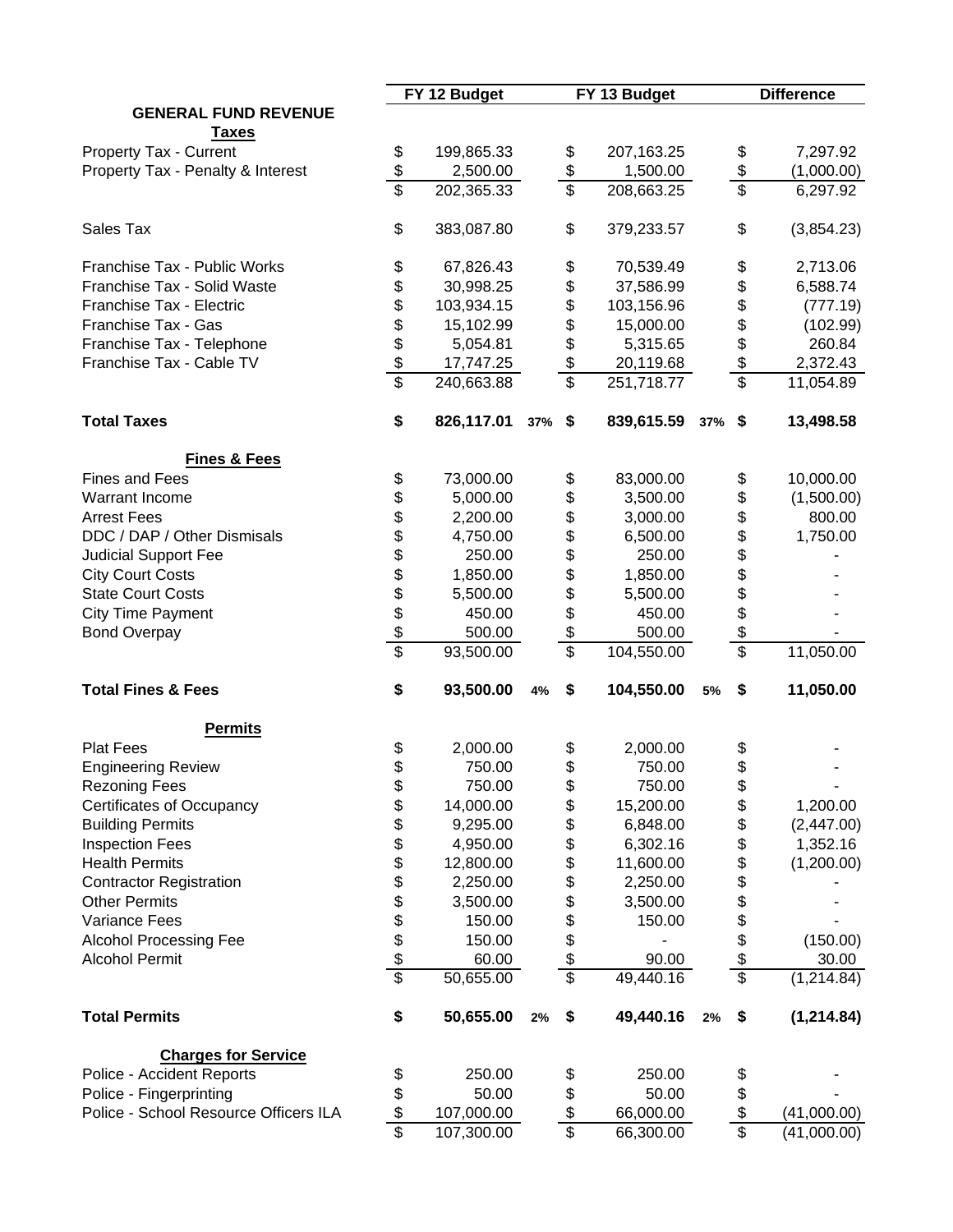| GENERAL FUND REVENUE | FY 12 Budget | | FY 13 Budget | | Difference |
|---|---|---|---|---|---|
| **Taxes** | | | | | |
| Property Tax - Current | $ 199,865.33 | | $ 207,163.25 | | $ 7,297.92 |
| Property Tax - Penalty & Interest | $ 2,500.00 | | $ 1,500.00 | | $ (1,000.00) |
| | $ 202,365.33 | | $ 208,663.25 | | $ 6,297.92 |
| Sales Tax | $ 383,087.80 | | $ 379,233.57 | | $ (3,854.23) |
| Franchise Tax - Public Works | $ 67,826.43 | | $ 70,539.49 | | $ 2,713.06 |
| Franchise Tax - Solid Waste | $ 30,998.25 | | $ 37,586.99 | | $ 6,588.74 |
| Franchise Tax - Electric | $ 103,934.15 | | $ 103,156.96 | | $ (777.19) |
| Franchise Tax - Gas | $ 15,102.99 | | $ 15,000.00 | | $ (102.99) |
| Franchise Tax - Telephone | $ 5,054.81 | | $ 5,315.65 | | $ 260.84 |
| Franchise Tax - Cable TV | $ 17,747.25 | | $ 20,119.68 | | $ 2,372.43 |
| | $ 240,663.88 | | $ 251,718.77 | | $ 11,054.89 |
| **Total Taxes** | **$ 826,117.01** | **37%** | **$ 839,615.59** | **37%** | **$ 13,498.58** |
| **Fines & Fees** | | | | | |
| Fines and Fees | $ 73,000.00 | | $ 83,000.00 | | $ 10,000.00 |
| Warrant Income | $ 5,000.00 | | $ 3,500.00 | | $ (1,500.00) |
| Arrest Fees | $ 2,200.00 | | $ 3,000.00 | | $ 800.00 |
| DDC / DAP / Other Dismisals | $ 4,750.00 | | $ 6,500.00 | | $ 1,750.00 |
| Judicial Support Fee | $ 250.00 | | $ 250.00 | | $ - |
| City Court Costs | $ 1,850.00 | | $ 1,850.00 | | $ - |
| State Court Costs | $ 5,500.00 | | $ 5,500.00 | | $ - |
| City Time Payment | $ 450.00 | | $ 450.00 | | $ - |
| Bond Overpay | $ 500.00 | | $ 500.00 | | $ - |
| | $ 93,500.00 | | $ 104,550.00 | | $ 11,050.00 |
| **Total Fines & Fees** | **$ 93,500.00** | **4%** | **$ 104,550.00** | **5%** | **$ 11,050.00** |
| **Permits** | | | | | |
| Plat Fees | $ 2,000.00 | | $ 2,000.00 | | $ - |
| Engineering Review | $ 750.00 | | $ 750.00 | | $ - |
| Rezoning Fees | $ 750.00 | | $ 750.00 | | $ - |
| Certificates of Occupancy | $ 14,000.00 | | $ 15,200.00 | | $ 1,200.00 |
| Building Permits | $ 9,295.00 | | $ 6,848.00 | | $ (2,447.00) |
| Inspection Fees | $ 4,950.00 | | $ 6,302.16 | | $ 1,352.16 |
| Health Permits | $ 12,800.00 | | $ 11,600.00 | | $ (1,200.00) |
| Contractor Registration | $ 2,250.00 | | $ 2,250.00 | | $ - |
| Other Permits | $ 3,500.00 | | $ 3,500.00 | | $ - |
| Variance Fees | $ 150.00 | | $ 150.00 | | $ - |
| Alcohol Processing Fee | $ 150.00 | | $ - | | $ (150.00) |
| Alcohol Permit | $ 60.00 | | $ 90.00 | | $ 30.00 |
| | $ 50,655.00 | | $ 49,440.16 | | $ (1,214.84) |
| **Total Permits** | **$ 50,655.00** | **2%** | **$ 49,440.16** | **2%** | **$ (1,214.84)** |
| **Charges for Service** | | | | | |
| Police - Accident Reports | $ 250.00 | | $ 250.00 | | $ - |
| Police - Fingerprinting | $ 50.00 | | $ 50.00 | | $ - |
| Police - School Resource Officers ILA | $ 107,000.00 | | $ 66,000.00 | | $ (41,000.00) |
| | $ 107,300.00 | | $ 66,300.00 | | $ (41,000.00) |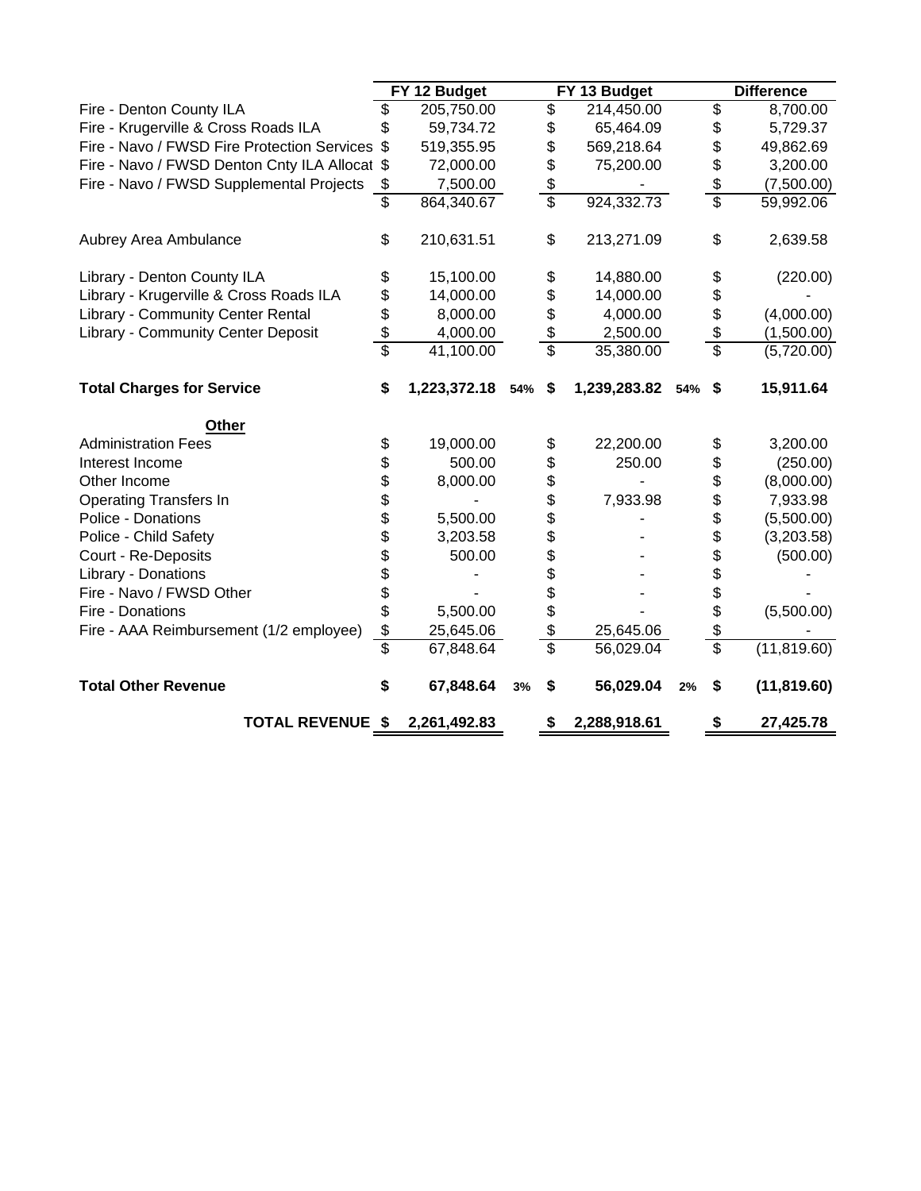| | FY 12 Budget | | FY 13 Budget | | Difference |
|---|---|---|---|---|---|
| Fire - Denton County ILA | $ 205,750.00 | | $ 214,450.00 | | $ 8,700.00 |
| Fire - Krugerville & Cross Roads ILA | $ 59,734.72 | | $ 65,464.09 | | $ 5,729.37 |
| Fire - Navo / FWSD Fire Protection Services | $ 519,355.95 | | $ 569,218.64 | | $ 49,862.69 |
| Fire - Navo / FWSD Denton Cnty ILA Allocat | $ 72,000.00 | | $ 75,200.00 | | $ 3,200.00 |
| Fire - Navo / FWSD Supplemental Projects | $ 7,500.00 | | $ - | | $ (7,500.00) |
| | $ 864,340.67 | | $ 924,332.73 | | $ 59,992.06 |
| Aubrey Area Ambulance | $ 210,631.51 | | $ 213,271.09 | | $ 2,639.58 |
| Library - Denton County ILA | $ 15,100.00 | | $ 14,880.00 | | $ (220.00) |
| Library - Krugerville & Cross Roads ILA | $ 14,000.00 | | $ 14,000.00 | | $ - |
| Library - Community Center Rental | $ 8,000.00 | | $ 4,000.00 | | $ (4,000.00) |
| Library - Community Center Deposit | $ 4,000.00 | | $ 2,500.00 | | $ (1,500.00) |
| | $ 41,100.00 | | $ 35,380.00 | | $ (5,720.00) |
| **Total Charges for Service** | **$ 1,223,372.18** | **54%** | **$ 1,239,283.82** | **54%** | **$ 15,911.64** |
| **Other** | | | | | |
| Administration Fees | $ 19,000.00 | | $ 22,200.00 | | $ 3,200.00 |
| Interest Income | $ 500.00 | | $ 250.00 | | $ (250.00) |
| Other Income | $ 8,000.00 | | $ - | | $ (8,000.00) |
| Operating Transfers In | $ - | | $ 7,933.98 | | $ 7,933.98 |
| Police - Donations | $ 5,500.00 | | $ - | | $ (5,500.00) |
| Police - Child Safety | $ 3,203.58 | | $ - | | $ (3,203.58) |
| Court - Re-Deposits | $ 500.00 | | $ - | | $ (500.00) |
| Library - Donations | $ - | | $ - | | $ - |
| Fire - Navo / FWSD Other | $ - | | $ - | | $ - |
| Fire - Donations | $ 5,500.00 | | $ - | | $ (5,500.00) |
| Fire - AAA Reimbursement (1/2 employee) | $ 25,645.06 | | $ 25,645.06 | | $ - |
| | $ 67,848.64 | | $ 56,029.04 | | $ (11,819.60) |
| **Total Other Revenue** | **$ 67,848.64** | **3%** | **$ 56,029.04** | **2%** | **$ (11,819.60)** |
| **TOTAL REVENUE** | **$ 2,261,492.83** | | **$ 2,288,918.61** | | **$ 27,425.78** |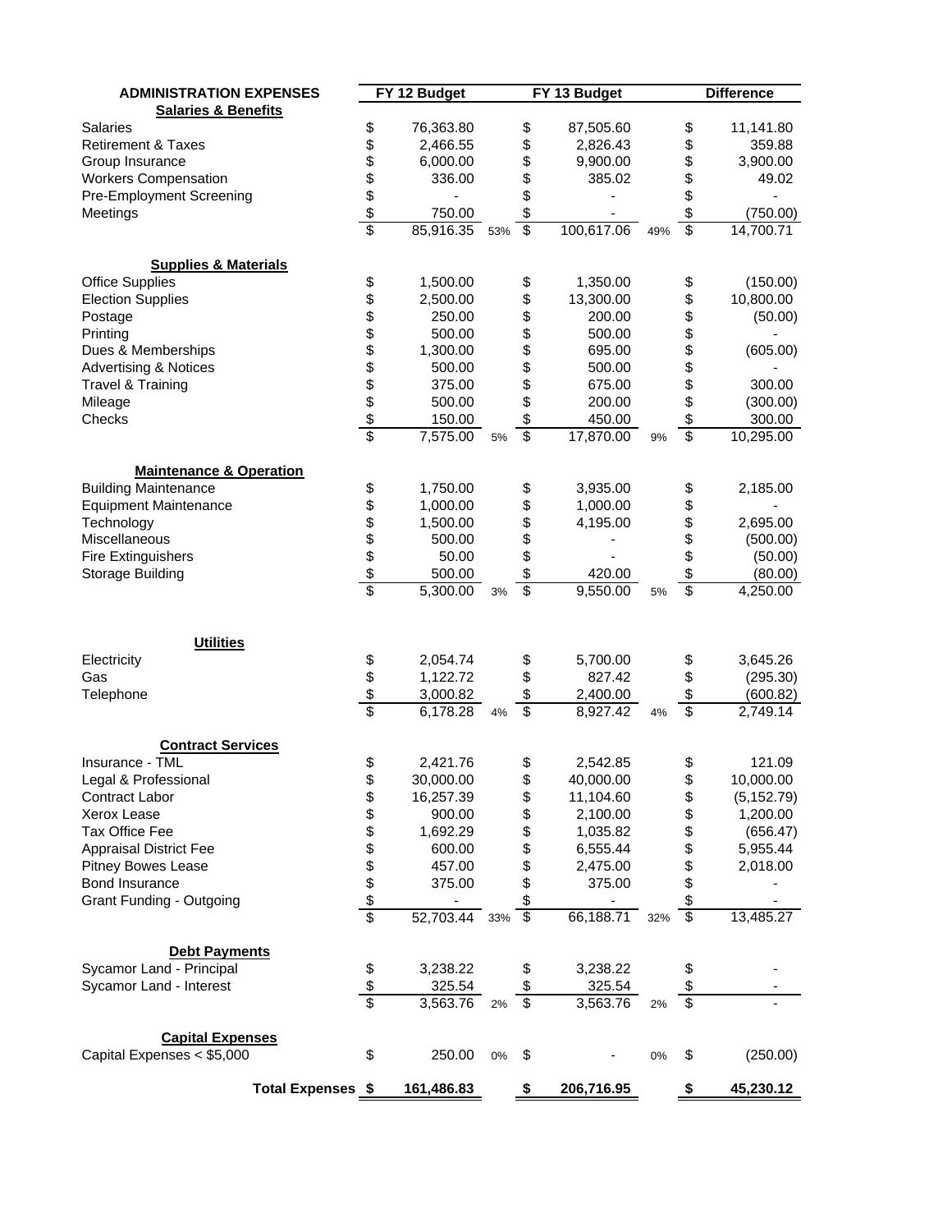| ADMINISTRATION EXPENSES | FY 12 Budget | | FY 13 Budget | | Difference |
|---|---|---|---|---|---|
| **Salaries & Benefits** | | | | | |
| Salaries | $ 76,363.80 | | $ 87,505.60 | | $ 11,141.80 |
| Retirement & Taxes | $ 2,466.55 | | $ 2,826.43 | | $ 359.88 |
| Group Insurance | $ 6,000.00 | | $ 9,900.00 | | $ 3,900.00 |
| Workers Compensation | $ 336.00 | | $ 385.02 | | $ 49.02 |
| Pre-Employment Screening | $ - | | $ - | | $ - |
| Meetings | $ 750.00 | | $ - | | $ (750.00) |
| | $ 85,916.35 | 53% | $ 100,617.06 | 49% | $ 14,700.71 |
| **Supplies & Materials** | | | | | |
| Office Supplies | $ 1,500.00 | | $ 1,350.00 | | $ (150.00) |
| Election Supplies | $ 2,500.00 | | $ 13,300.00 | | $ 10,800.00 |
| Postage | $ 250.00 | | $ 200.00 | | $ (50.00) |
| Printing | $ 500.00 | | $ 500.00 | | $ - |
| Dues & Memberships | $ 1,300.00 | | $ 695.00 | | $ (605.00) |
| Advertising & Notices | $ 500.00 | | $ 500.00 | | $ - |
| Travel & Training | $ 375.00 | | $ 675.00 | | $ 300.00 |
| Mileage | $ 500.00 | | $ 200.00 | | $ (300.00) |
| Checks | $ 150.00 | | $ 450.00 | | $ 300.00 |
| | $ 7,575.00 | 5% | $ 17,870.00 | 9% | $ 10,295.00 |
| **Maintenance & Operation** | | | | | |
| Building Maintenance | $ 1,750.00 | | $ 3,935.00 | | $ 2,185.00 |
| Equipment Maintenance | $ 1,000.00 | | $ 1,000.00 | | $ - |
| Technology | $ 1,500.00 | | $ 4,195.00 | | $ 2,695.00 |
| Miscellaneous | $ 500.00 | | $ - | | $ (500.00) |
| Fire Extinguishers | $ 50.00 | | $ - | | $ (50.00) |
| Storage Building | $ 500.00 | | $ 420.00 | | $ (80.00) |
| | $ 5,300.00 | 3% | $ 9,550.00 | 5% | $ 4,250.00 |
| **Utilities** | | | | | |
| Electricity | $ 2,054.74 | | $ 5,700.00 | | $ 3,645.26 |
| Gas | $ 1,122.72 | | $ 827.42 | | $ (295.30) |
| Telephone | $ 3,000.82 | | $ 2,400.00 | | $ (600.82) |
| | $ 6,178.28 | 4% | $ 8,927.42 | 4% | $ 2,749.14 |
| **Contract Services** | | | | | |
| Insurance - TML | $ 2,421.76 | | $ 2,542.85 | | $ 121.09 |
| Legal & Professional | $ 30,000.00 | | $ 40,000.00 | | $ 10,000.00 |
| Contract Labor | $ 16,257.39 | | $ 11,104.60 | | $ (5,152.79) |
| Xerox Lease | $ 900.00 | | $ 2,100.00 | | $ 1,200.00 |
| Tax Office Fee | $ 1,692.29 | | $ 1,035.82 | | $ (656.47) |
| Appraisal District Fee | $ 600.00 | | $ 6,555.44 | | $ 5,955.44 |
| Pitney Bowes Lease | $ 457.00 | | $ 2,475.00 | | $ 2,018.00 |
| Bond Insurance | $ 375.00 | | $ 375.00 | | $ - |
| Grant Funding - Outgoing | $ - | | $ - | | $ - |
| | $ 52,703.44 | 33% | $ 66,188.71 | 32% | $ 13,485.27 |
| **Debt Payments** | | | | | |
| Sycamor Land - Principal | $ 3,238.22 | | $ 3,238.22 | | $ - |
| Sycamor Land - Interest | $ 325.54 | | $ 325.54 | | $ - |
| | $ 3,563.76 | 2% | $ 3,563.76 | 2% | $ - |
| **Capital Expenses** | | | | | |
| Capital Expenses < $5,000 | $ 250.00 | 0% | $ - | 0% | $ (250.00) |
| **Total Expenses** | **$ 161,486.83** | | **$ 206,716.95** | | **$ 45,230.12** |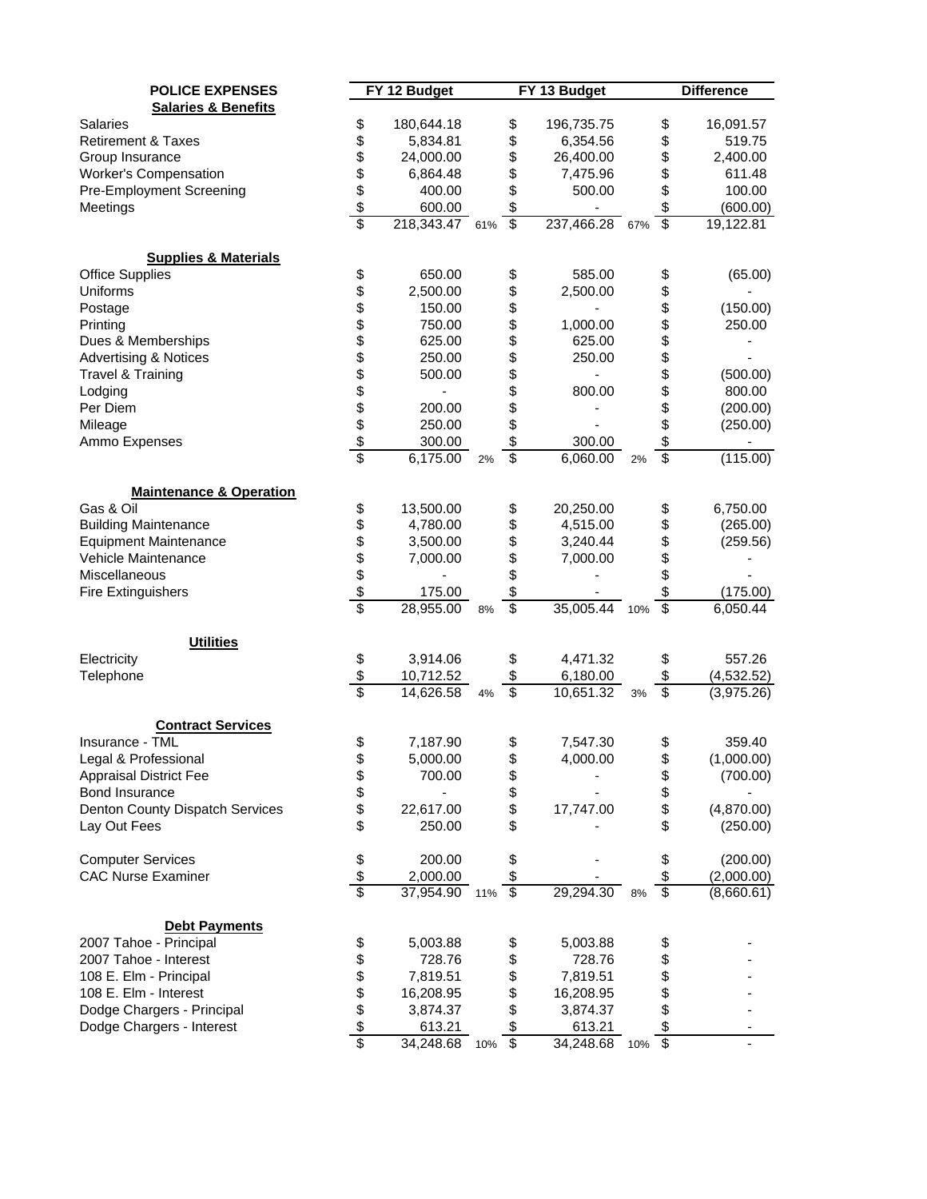| POLICE EXPENSES | FY 12 Budget | | FY 13 Budget | | Difference |
|---|---|---|---|---|---|
| **Salaries & Benefits** | | | | | |
| Salaries | $ 180,644.18 | | $ 196,735.75 | | $ 16,091.57 |
| Retirement & Taxes | $ 5,834.81 | | $ 6,354.56 | | $ 519.75 |
| Group Insurance | $ 24,000.00 | | $ 26,400.00 | | $ 2,400.00 |
| Worker's Compensation | $ 6,864.48 | | $ 7,475.96 | | $ 611.48 |
| Pre-Employment Screening | $ 400.00 | | $ 500.00 | | $ 100.00 |
| Meetings | $ 600.00 | | $ - | | $ (600.00) |
| | $ 218,343.47 | 61% | $ 237,466.28 | 67% | $ 19,122.81 |
| **Supplies & Materials** | | | | | |
| Office Supplies | $ 650.00 | | $ 585.00 | | $ (65.00) |
| Uniforms | $ 2,500.00 | | $ 2,500.00 | | $ - |
| Postage | $ 150.00 | | $ - | | $ (150.00) |
| Printing | $ 750.00 | | $ 1,000.00 | | $ 250.00 |
| Dues & Memberships | $ 625.00 | | $ 625.00 | | $ - |
| Advertising & Notices | $ 250.00 | | $ 250.00 | | $ - |
| Travel & Training | $ 500.00 | | $ - | | $ (500.00) |
| Lodging | $ - | | $ 800.00 | | $ 800.00 |
| Per Diem | $ 200.00 | | $ - | | $ (200.00) |
| Mileage | $ 250.00 | | $ - | | $ (250.00) |
| Ammo Expenses | $ 300.00 | | $ 300.00 | | $ - |
| | $ 6,175.00 | 2% | $ 6,060.00 | 2% | $ (115.00) |
| **Maintenance & Operation** | | | | | |
| Gas & Oil | $ 13,500.00 | | $ 20,250.00 | | $ 6,750.00 |
| Building Maintenance | $ 4,780.00 | | $ 4,515.00 | | $ (265.00) |
| Equipment Maintenance | $ 3,500.00 | | $ 3,240.44 | | $ (259.56) |
| Vehicle Maintenance | $ 7,000.00 | | $ 7,000.00 | | $ - |
| Miscellaneous | $ - | | $ - | | $ - |
| Fire Extinguishers | $ 175.00 | | $ - | | $ (175.00) |
| | $ 28,955.00 | 8% | $ 35,005.44 | 10% | $ 6,050.44 |
| **Utilities** | | | | | |
| Electricity | $ 3,914.06 | | $ 4,471.32 | | $ 557.26 |
| Telephone | $ 10,712.52 | | $ 6,180.00 | | $ (4,532.52) |
| | $ 14,626.58 | 4% | $ 10,651.32 | 3% | $ (3,975.26) |
| **Contract Services** | | | | | |
| Insurance - TML | $ 7,187.90 | | $ 7,547.30 | | $ 359.40 |
| Legal & Professional | $ 5,000.00 | | $ 4,000.00 | | $ (1,000.00) |
| Appraisal District Fee | $ 700.00 | | $ - | | $ (700.00) |
| Bond Insurance | $ - | | $ - | | $ - |
| Denton County Dispatch Services | $ 22,617.00 | | $ 17,747.00 | | $ (4,870.00) |
| Lay Out Fees | $ 250.00 | | $ - | | $ (250.00) |
| Computer Services | $ 200.00 | | $ - | | $ (200.00) |
| CAC Nurse Examiner | $ 2,000.00 | | $ - | | $ (2,000.00) |
| | $ 37,954.90 | 11% | $ 29,294.30 | 8% | $ (8,660.61) |
| **Debt Payments** | | | | | |
| 2007 Tahoe - Principal | $ 5,003.88 | | $ 5,003.88 | | $ - |
| 2007 Tahoe - Interest | $ 728.76 | | $ 728.76 | | $ - |
| 108 E. Elm - Principal | $ 7,819.51 | | $ 7,819.51 | | $ - |
| 108 E. Elm - Interest | $ 16,208.95 | | $ 16,208.95 | | $ - |
| Dodge Chargers - Principal | $ 3,874.37 | | $ 3,874.37 | | $ - |
| Dodge Chargers - Interest | $ 613.21 | | $ 613.21 | | $ - |
| | $ 34,248.68 | 10% | $ 34,248.68 | 10% | $ - |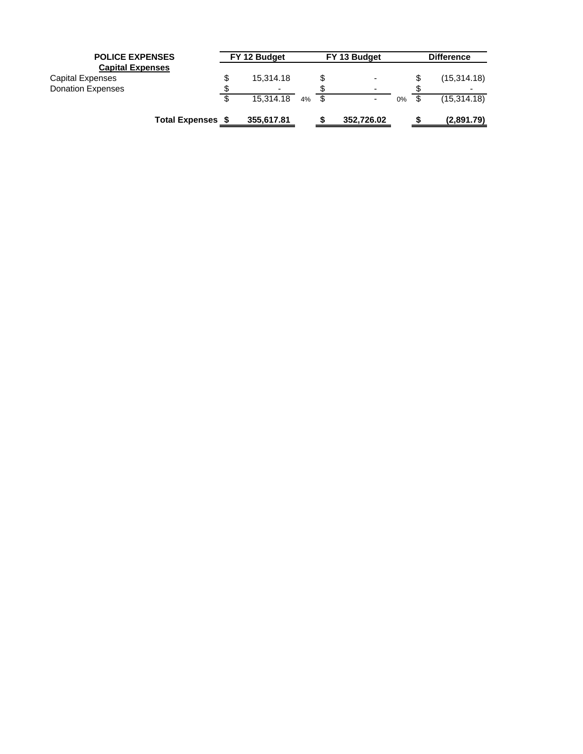| POLICE EXPENSES | FY 12 Budget | | FY 13 Budget | | Difference |
|---|---|---|---|---|---|
| **Capital Expenses** | | | | | |
| Capital Expenses | $ 15,314.18 | | $ - | | $ (15,314.18) |
| Donation Expenses | $ - | | $ - | | $ - |
| | $ 15,314.18 | 4% | $ - | 0% | $ (15,314.18) |
| **Total Expenses** | **$ 355,617.81** | | **$ 352,726.02** | | **$ (2,891.79)** |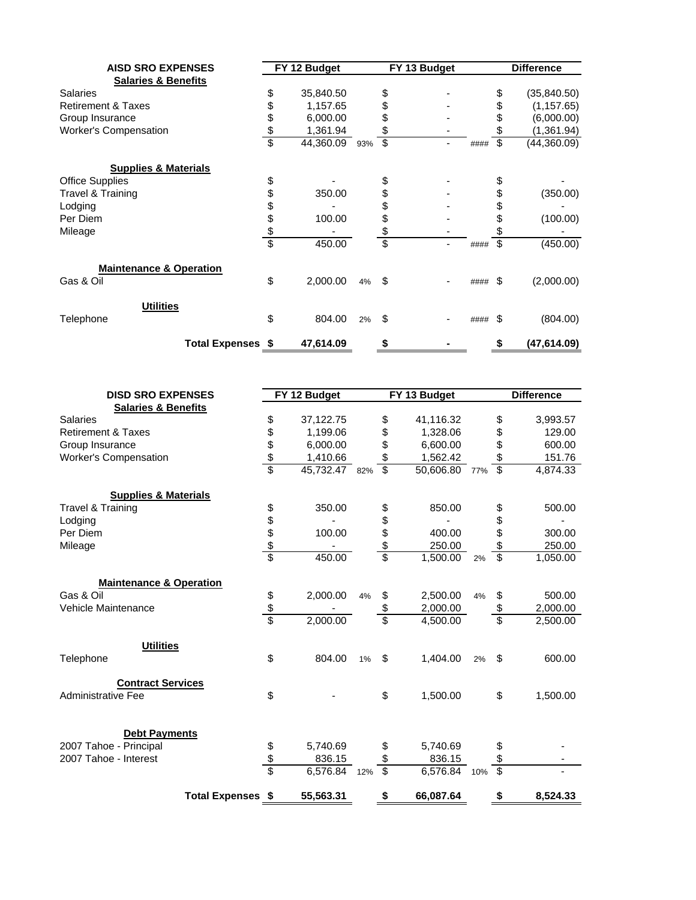| AISD SRO EXPENSES | FY 12 Budget | | FY 13 Budget | | Difference |
|---|---|---|---|---|---|
| **Salaries & Benefits** | | | | | |
| Salaries | $ 35,840.50 | | $ - | | $ (35,840.50) |
| Retirement & Taxes | $ 1,157.65 | | $ - | | $ (1,157.65) |
| Group Insurance | $ 6,000.00 | | $ - | | $ (6,000.00) |
| Worker's Compensation | $ 1,361.94 | | $ - | | $ (1,361.94) |
| | $ 44,360.09 | 93% | $ - | #### | $ (44,360.09) |
| **Supplies & Materials** | | | | | |
| Office Supplies | $ - | | $ - | | $ - |
| Travel & Training | $ 350.00 | | $ - | | $ (350.00) |
| Lodging | $ - | | $ - | | $ - |
| Per Diem | $ 100.00 | | $ - | | $ (100.00) |
| Mileage | $ - | | $ - | | $ - |
| | $ 450.00 | | $ - | #### | $ (450.00) |
| **Maintenance & Operation** | | | | | |
| Gas & Oil | $ 2,000.00 | 4% | $ - | #### | $ (2,000.00) |
| **Utilities** | | | | | |
| Telephone | $ 804.00 | 2% | $ - | #### | $ (804.00) |
| **Total Expenses** | **$ 47,614.09** | | **$ -** | | **$ (47,614.09)** |

| DISD SRO EXPENSES | FY 12 Budget | | FY 13 Budget | | Difference |
|---|---|---|---|---|---|
| **Salaries & Benefits** | | | | | |
| Salaries | $ 37,122.75 | | $ 41,116.32 | | $ 3,993.57 |
| Retirement & Taxes | $ 1,199.06 | | $ 1,328.06 | | $ 129.00 |
| Group Insurance | $ 6,000.00 | | $ 6,600.00 | | $ 600.00 |
| Worker's Compensation | $ 1,410.66 | | $ 1,562.42 | | $ 151.76 |
| | $ 45,732.47 | 82% | $ 50,606.80 | 77% | $ 4,874.33 |
| **Supplies & Materials** | | | | | |
| Travel & Training | $ 350.00 | | $ 850.00 | | $ 500.00 |
| Lodging | $ - | | $ - | | $ - |
| Per Diem | $ 100.00 | | $ 400.00 | | $ 300.00 |
| Mileage | $ - | | $ 250.00 | | $ 250.00 |
| | $ 450.00 | | $ 1,500.00 | 2% | $ 1,050.00 |
| **Maintenance & Operation** | | | | | |
| Gas & Oil | $ 2,000.00 | 4% | $ 2,500.00 | 4% | $ 500.00 |
| Vehicle Maintenance | $ - | | $ 2,000.00 | | $ 2,000.00 |
| | $ 2,000.00 | | $ 4,500.00 | | $ 2,500.00 |
| **Utilities** | | | | | |
| Telephone | $ 804.00 | 1% | $ 1,404.00 | 2% | $ 600.00 |
| **Contract Services** | | | | | |
| Administrative Fee | $ - | | $ 1,500.00 | | $ 1,500.00 |
| **Debt Payments** | | | | | |
| 2007 Tahoe - Principal | $ 5,740.69 | | $ 5,740.69 | | $ - |
| 2007 Tahoe - Interest | $ 836.15 | | $ 836.15 | | $ - |
| | $ 6,576.84 | 12% | $ 6,576.84 | 10% | $ - |
| **Total Expenses** | **$ 55,563.31** | | **$ 66,087.64** | | **$ 8,524.33** |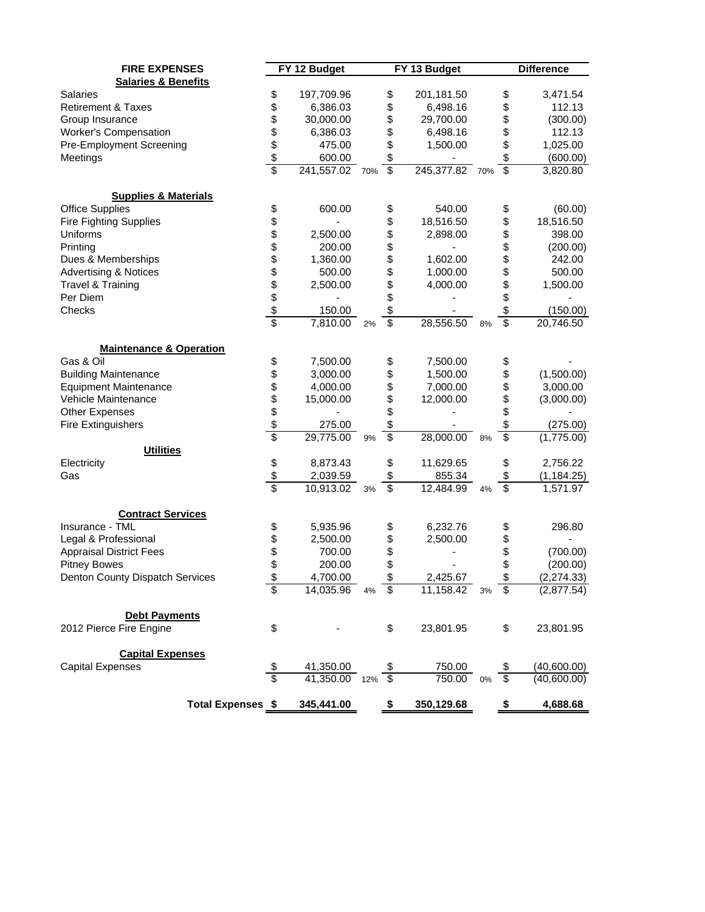| FIRE EXPENSES | FY 12 Budget | | FY 13 Budget | | Difference |
|---|---|---|---|---|---|
| **Salaries & Benefits** | | | | | |
| Salaries | $ 197,709.96 | | $ 201,181.50 | | $ 3,471.54 |
| Retirement & Taxes | $ 6,386.03 | | $ 6,498.16 | | $ 112.13 |
| Group Insurance | $ 30,000.00 | | $ 29,700.00 | | $ (300.00) |
| Worker's Compensation | $ 6,386.03 | | $ 6,498.16 | | $ 112.13 |
| Pre-Employment Screening | $ 475.00 | | $ 1,500.00 | | $ 1,025.00 |
| Meetings | $ 600.00 | | $ - | | $ (600.00) |
| | $ 241,557.02 | 70% | $ 245,377.82 | 70% | $ 3,820.80 |
| **Supplies & Materials** | | | | | |
| Office Supplies | $ 600.00 | | $ 540.00 | | $ (60.00) |
| Fire Fighting Supplies | $ - | | $ 18,516.50 | | $ 18,516.50 |
| Uniforms | $ 2,500.00 | | $ 2,898.00 | | $ 398.00 |
| Printing | $ 200.00 | | $ - | | $ (200.00) |
| Dues & Memberships | $ 1,360.00 | | $ 1,602.00 | | $ 242.00 |
| Advertising & Notices | $ 500.00 | | $ 1,000.00 | | $ 500.00 |
| Travel & Training | $ 2,500.00 | | $ 4,000.00 | | $ 1,500.00 |
| Per Diem | $ - | | $ - | | $ - |
| Checks | $ 150.00 | | $ - | | $ (150.00) |
| | $ 7,810.00 | 2% | $ 28,556.50 | 8% | $ 20,746.50 |
| **Maintenance & Operation** | | | | | |
| Gas & Oil | $ 7,500.00 | | $ 7,500.00 | | $ - |
| Building Maintenance | $ 3,000.00 | | $ 1,500.00 | | $ (1,500.00) |
| Equipment Maintenance | $ 4,000.00 | | $ 7,000.00 | | $ 3,000.00 |
| Vehicle Maintenance | $ 15,000.00 | | $ 12,000.00 | | $ (3,000.00) |
| Other Expenses | $ - | | $ - | | $ - |
| Fire Extinguishers | $ 275.00 | | $ - | | $ (275.00) |
| | $ 29,775.00 | 9% | $ 28,000.00 | 8% | $ (1,775.00) |
| **Utilities** | | | | | |
| Electricity | $ 8,873.43 | | $ 11,629.65 | | $ 2,756.22 |
| Gas | $ 2,039.59 | | $ 855.34 | | $ (1,184.25) |
| | $ 10,913.02 | 3% | $ 12,484.99 | 4% | $ 1,571.97 |
| **Contract Services** | | | | | |
| Insurance - TML | $ 5,935.96 | | $ 6,232.76 | | $ 296.80 |
| Legal & Professional | $ 2,500.00 | | $ 2,500.00 | | $ - |
| Appraisal District Fees | $ 700.00 | | $ - | | $ (700.00) |
| Pitney Bowes | $ 200.00 | | $ - | | $ (200.00) |
| Denton County Dispatch Services | $ 4,700.00 | | $ 2,425.67 | | $ (2,274.33) |
| | $ 14,035.96 | 4% | $ 11,158.42 | 3% | $ (2,877.54) |
| **Debt Payments** | | | | | |
| 2012 Pierce Fire Engine | $ - | | $ 23,801.95 | | $ 23,801.95 |
| **Capital Expenses** | | | | | |
| Capital Expenses | $ 41,350.00 | | $ 750.00 | | $ (40,600.00) |
| | $ 41,350.00 | 12% | $ 750.00 | 0% | $ (40,600.00) |
| **Total Expenses** | **$ 345,441.00** | | **$ 350,129.68** | | **$ 4,688.68** |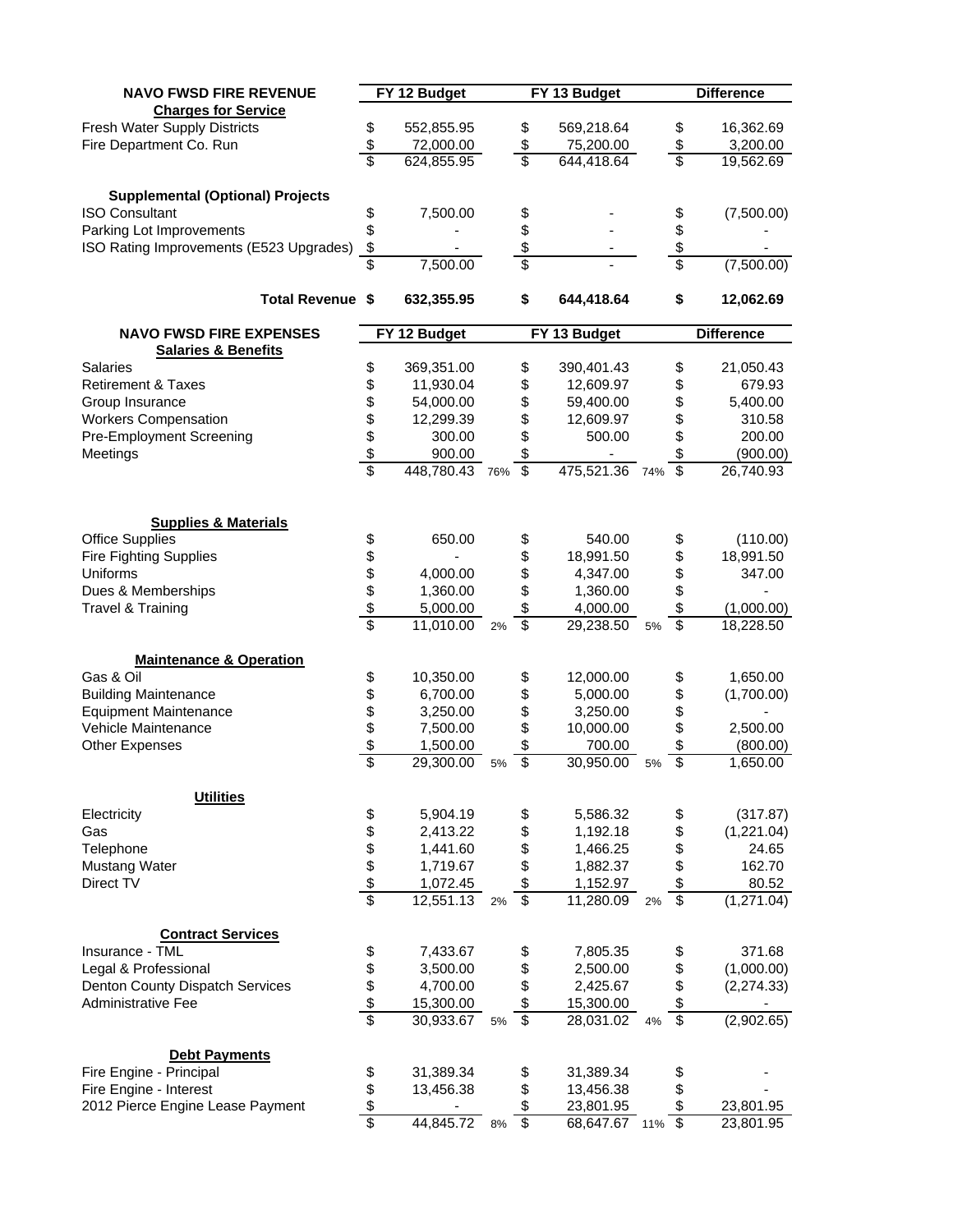| NAVO FWSD FIRE REVENUE | FY 12 Budget | | FY 13 Budget | | Difference |
|---|---|---|---|---|---|
| **Charges for Service** | | | | | |
| Fresh Water Supply Districts | $ 552,855.95 | | $ 569,218.64 | | $ 16,362.69 |
| Fire Department Co. Run | $ 72,000.00 | | $ 75,200.00 | | $ 3,200.00 |
| | $ 624,855.95 | | $ 644,418.64 | | $ 19,562.69 |
| **Supplemental (Optional) Projects** | | | | | |
| ISO Consultant | $ 7,500.00 | | $ - | | $ (7,500.00) |
| Parking Lot Improvements | $ - | | $ - | | $ - |
| ISO Rating Improvements (E523 Upgrades) | $ - | | $ - | | $ - |
| | $ 7,500.00 | | $ - | | $ (7,500.00) |
| **Total Revenue** | **$ 632,355.95** | | **$ 644,418.64** | | **$ 12,062.69** |

| NAVO FWSD FIRE EXPENSES | FY 12 Budget | | FY 13 Budget | | Difference |
|---|---|---|---|---|---|
| **Salaries & Benefits** | | | | | |
| Salaries | $ 369,351.00 | | $ 390,401.43 | | $ 21,050.43 |
| Retirement & Taxes | $ 11,930.04 | | $ 12,609.97 | | $ 679.93 |
| Group Insurance | $ 54,000.00 | | $ 59,400.00 | | $ 5,400.00 |
| Workers Compensation | $ 12,299.39 | | $ 12,609.97 | | $ 310.58 |
| Pre-Employment Screening | $ 300.00 | | $ 500.00 | | $ 200.00 |
| Meetings | $ 900.00 | | $ - | | $ (900.00) |
| | $ 448,780.43 | 76% | $ 475,521.36 | 74% | $ 26,740.93 |
| **Supplies & Materials** | | | | | |
| Office Supplies | $ 650.00 | | $ 540.00 | | $ (110.00) |
| Fire Fighting Supplies | $ - | | $ 18,991.50 | | $ 18,991.50 |
| Uniforms | $ 4,000.00 | | $ 4,347.00 | | $ 347.00 |
| Dues & Memberships | $ 1,360.00 | | $ 1,360.00 | | $ - |
| Travel & Training | $ 5,000.00 | | $ 4,000.00 | | $ (1,000.00) |
| | $ 11,010.00 | 2% | $ 29,238.50 | 5% | $ 18,228.50 |
| **Maintenance & Operation** | | | | | |
| Gas & Oil | $ 10,350.00 | | $ 12,000.00 | | $ 1,650.00 |
| Building Maintenance | $ 6,700.00 | | $ 5,000.00 | | $ (1,700.00) |
| Equipment Maintenance | $ 3,250.00 | | $ 3,250.00 | | $ - |
| Vehicle Maintenance | $ 7,500.00 | | $ 10,000.00 | | $ 2,500.00 |
| Other Expenses | $ 1,500.00 | | $ 700.00 | | $ (800.00) |
| | $ 29,300.00 | 5% | $ 30,950.00 | 5% | $ 1,650.00 |
| **Utilities** | | | | | |
| Electricity | $ 5,904.19 | | $ 5,586.32 | | $ (317.87) |
| Gas | $ 2,413.22 | | $ 1,192.18 | | $ (1,221.04) |
| Telephone | $ 1,441.60 | | $ 1,466.25 | | $ 24.65 |
| Mustang Water | $ 1,719.67 | | $ 1,882.37 | | $ 162.70 |
| Direct TV | $ 1,072.45 | | $ 1,152.97 | | $ 80.52 |
| | $ 12,551.13 | 2% | $ 11,280.09 | 2% | $ (1,271.04) |
| **Contract Services** | | | | | |
| Insurance - TML | $ 7,433.67 | | $ 7,805.35 | | $ 371.68 |
| Legal & Professional | $ 3,500.00 | | $ 2,500.00 | | $ (1,000.00) |
| Denton County Dispatch Services | $ 4,700.00 | | $ 2,425.67 | | $ (2,274.33) |
| Administrative Fee | $ 15,300.00 | | $ 15,300.00 | | $ - |
| | $ 30,933.67 | 5% | $ 28,031.02 | 4% | $ (2,902.65) |
| **Debt Payments** | | | | | |
| Fire Engine - Principal | $ 31,389.34 | | $ 31,389.34 | | $ - |
| Fire Engine - Interest | $ 13,456.38 | | $ 13,456.38 | | $ - |
| 2012 Pierce Engine Lease Payment | $ - | | $ 23,801.95 | | $ 23,801.95 |
| | $ 44,845.72 | 8% | $ 68,647.67 | 11% | $ 23,801.95 |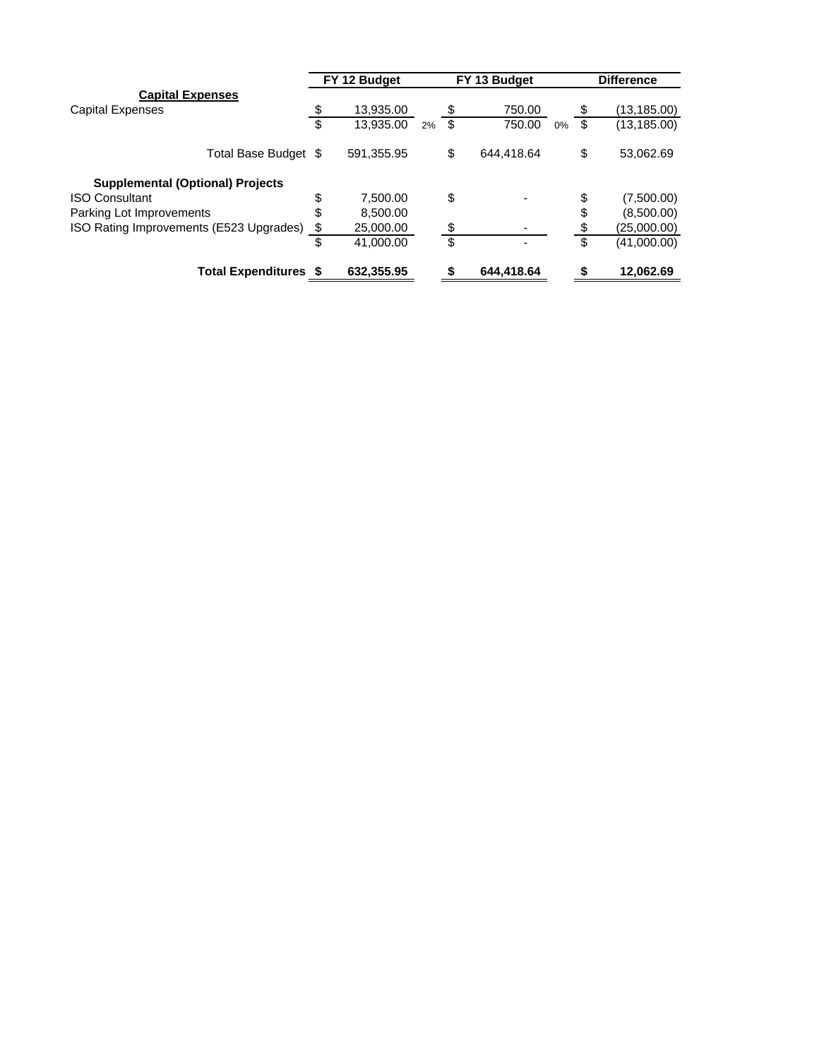| | FY 12 Budget | | FY 13 Budget | | Difference |
|---|---|---|---|---|---|
| **Capital Expenses** | | | | | |
| Capital Expenses | $ 13,935.00 | | $ 750.00 | | $ (13,185.00) |
| | $ 13,935.00 | 2% | $ 750.00 | 0% | $ (13,185.00) |
| Total Base Budget | $ 591,355.95 | | $ 644,418.64 | | $ 53,062.69 |
| **Supplemental (Optional) Projects** | | | | | |
| ISO Consultant | $ 7,500.00 | | $ - | | $ (7,500.00) |
| Parking Lot Improvements | $ 8,500.00 | | | | $ (8,500.00) |
| ISO Rating Improvements (E523 Upgrades) | $ 25,000.00 | | $ - | | $ (25,000.00) |
| | $ 41,000.00 | | $ - | | $ (41,000.00) |
| **Total Expenditures** | **$ 632,355.95** | | **$ 644,418.64** | | **$ 12,062.69** |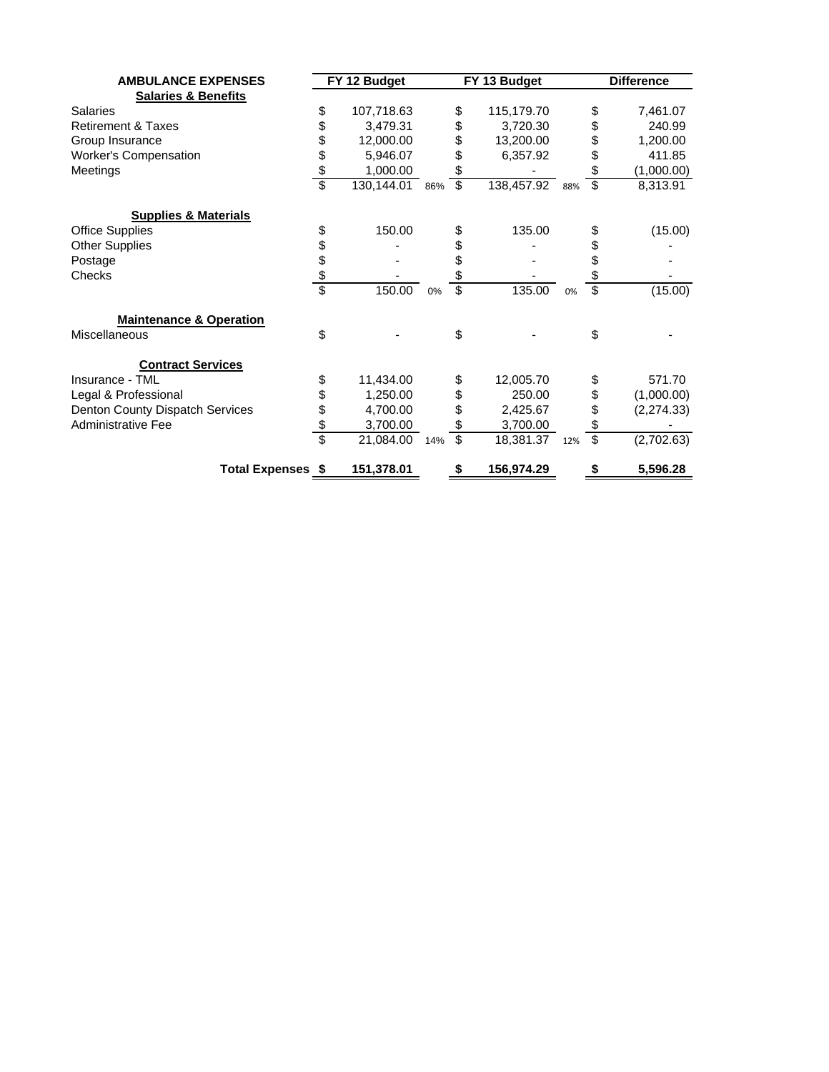| AMBULANCE EXPENSES | FY 12 Budget | | FY 13 Budget | | Difference |
|---|---|---|---|---|---|
| **Salaries & Benefits** | | | | | |
| Salaries | $ 107,718.63 | | $ 115,179.70 | | $ 7,461.07 |
| Retirement & Taxes | $ 3,479.31 | | $ 3,720.30 | | $ 240.99 |
| Group Insurance | $ 12,000.00 | | $ 13,200.00 | | $ 1,200.00 |
| Worker's Compensation | $ 5,946.07 | | $ 6,357.92 | | $ 411.85 |
| Meetings | $ 1,000.00 | | $ - | | $ (1,000.00) |
| | $ 130,144.01 | 86% | $ 138,457.92 | 88% | $ 8,313.91 |
| **Supplies & Materials** | | | | | |
| Office Supplies | $ 150.00 | | $ 135.00 | | $ (15.00) |
| Other Supplies | $ - | | $ - | | $ - |
| Postage | $ - | | $ - | | $ - |
| Checks | $ - | | $ - | | $ - |
| | $ 150.00 | 0% | $ 135.00 | 0% | $ (15.00) |
| **Maintenance & Operation** | | | | | |
| Miscellaneous | $ - | | $ - | | $ - |
| **Contract Services** | | | | | |
| Insurance - TML | $ 11,434.00 | | $ 12,005.70 | | $ 571.70 |
| Legal & Professional | $ 1,250.00 | | $ 250.00 | | $ (1,000.00) |
| Denton County Dispatch Services | $ 4,700.00 | | $ 2,425.67 | | $ (2,274.33) |
| Administrative Fee | $ 3,700.00 | | $ 3,700.00 | | $ - |
| | $ 21,084.00 | 14% | $ 18,381.37 | 12% | $ (2,702.63) |
| **Total Expenses** | **$ 151,378.01** | | **$ 156,974.29** | | **$ 5,596.28** |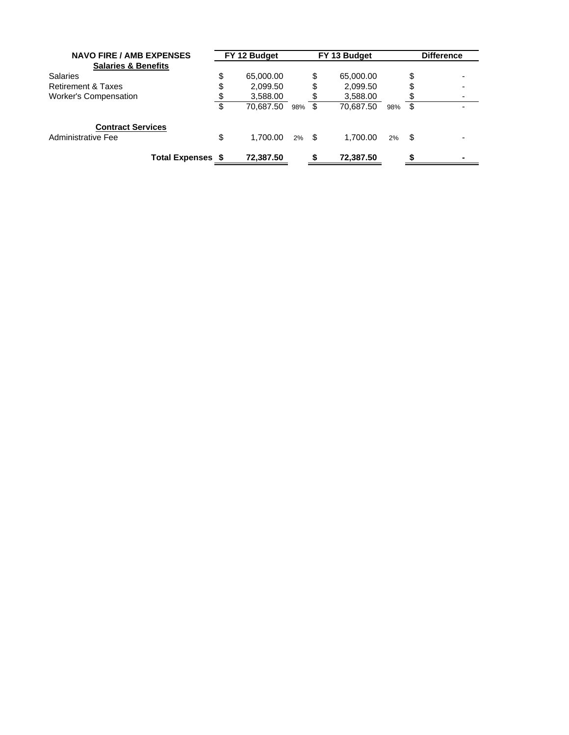| NAVO FIRE / AMB EXPENSES | FY 12 Budget | | FY 13 Budget | | Difference |
|---|---|---|---|---|---|
| **Salaries & Benefits** | | | | | |
| Salaries | $ 65,000.00 | | $ 65,000.00 | | $ - |
| Retirement & Taxes | $ 2,099.50 | | $ 2,099.50 | | $ - |
| Worker's Compensation | $ 3,588.00 | | $ 3,588.00 | | $ - |
| | $ 70,687.50 | 98% | $ 70,687.50 | 98% | $ - |
| **Contract Services** | | | | | |
| Administrative Fee | $ 1,700.00 | 2% | $ 1,700.00 | 2% | $ - |
| **Total Expenses** | **$ 72,387.50** | | **$ 72,387.50** | | **$ -** |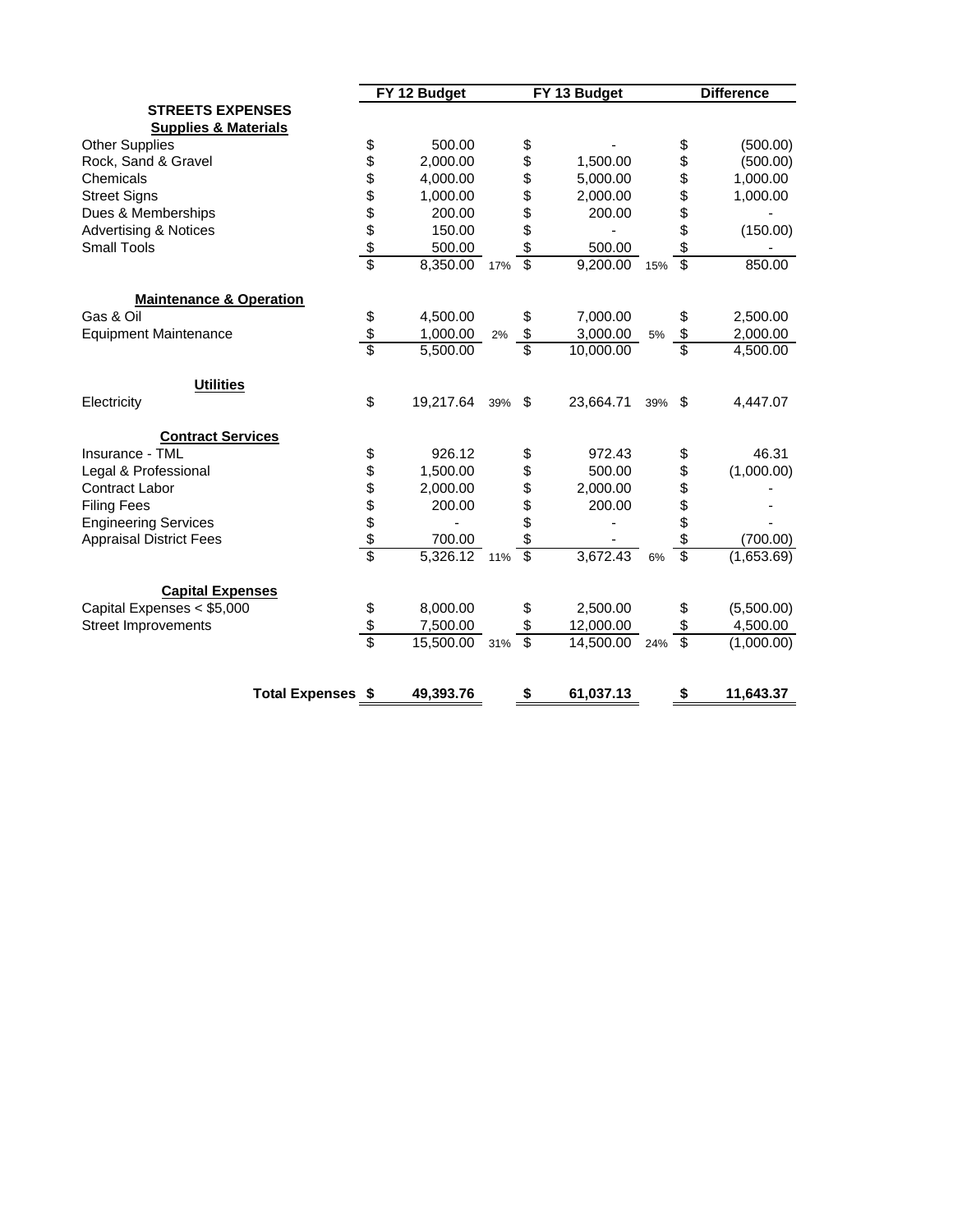| | FY 12 Budget | | FY 13 Budget | | Difference |
|---|---|---|---|---|---|
| **STREETS EXPENSES** | | | | | |
| **Supplies & Materials** | | | | | |
| Other Supplies | $ 500.00 | | $ - | | $ (500.00) |
| Rock, Sand & Gravel | $ 2,000.00 | | $ 1,500.00 | | $ (500.00) |
| Chemicals | $ 4,000.00 | | $ 5,000.00 | | $ 1,000.00 |
| Street Signs | $ 1,000.00 | | $ 2,000.00 | | $ 1,000.00 |
| Dues & Memberships | $ 200.00 | | $ 200.00 | | $ - |
| Advertising & Notices | $ 150.00 | | $ - | | $ (150.00) |
| Small Tools | $ 500.00 | | $ 500.00 | | $ - |
| | $ 8,350.00 | 17% | $ 9,200.00 | 15% | $ 850.00 |
| **Maintenance & Operation** | | | | | |
| Gas & Oil | $ 4,500.00 | | $ 7,000.00 | | $ 2,500.00 |
| Equipment Maintenance | $ 1,000.00 | 2% | $ 3,000.00 | 5% | $ 2,000.00 |
| | $ 5,500.00 | | $ 10,000.00 | | $ 4,500.00 |
| **Utilities** | | | | | |
| Electricity | $ 19,217.64 | 39% | $ 23,664.71 | 39% | $ 4,447.07 |
| **Contract Services** | | | | | |
| Insurance - TML | $ 926.12 | | $ 972.43 | | $ 46.31 |
| Legal & Professional | $ 1,500.00 | | $ 500.00 | | $ (1,000.00) |
| Contract Labor | $ 2,000.00 | | $ 2,000.00 | | $ - |
| Filing Fees | $ 200.00 | | $ 200.00 | | $ - |
| Engineering Services | $ - | | $ - | | $ - |
| Appraisal District Fees | $ 700.00 | | $ - | | $ (700.00) |
| | $ 5,326.12 | 11% | $ 3,672.43 | 6% | $ (1,653.69) |
| **Capital Expenses** | | | | | |
| Capital Expenses < $5,000 | $ 8,000.00 | | $ 2,500.00 | | $ (5,500.00) |
| Street Improvements | $ 7,500.00 | | $ 12,000.00 | | $ 4,500.00 |
| | $ 15,500.00 | 31% | $ 14,500.00 | 24% | $ (1,000.00) |
| **Total Expenses** | **$ 49,393.76** | | **$ 61,037.13** | | **$ 11,643.37** |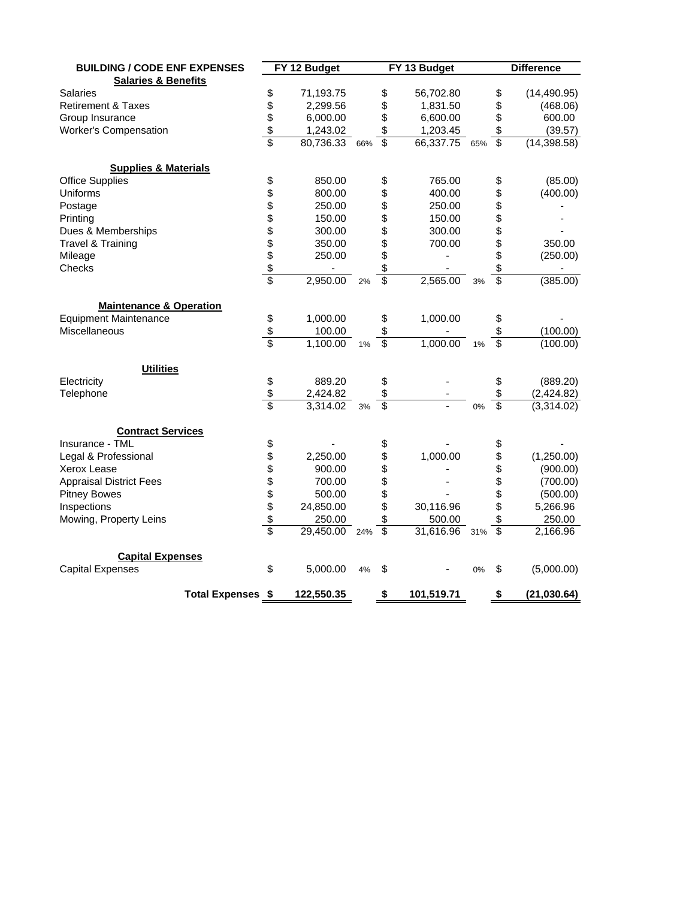| BUILDING / CODE ENF EXPENSES | FY 12 Budget | | FY 13 Budget | | Difference |
|---|---|---|---|---|---|
| **Salaries & Benefits** | | | | | |
| Salaries | $ 71,193.75 | | $ 56,702.80 | | $ (14,490.95) |
| Retirement & Taxes | $ 2,299.56 | | $ 1,831.50 | | $ (468.06) |
| Group Insurance | $ 6,000.00 | | $ 6,600.00 | | $ 600.00 |
| Worker's Compensation | $ 1,243.02 | | $ 1,203.45 | | $ (39.57) |
| | $ 80,736.33 | 66% | $ 66,337.75 | 65% | $ (14,398.58) |
| **Supplies & Materials** | | | | | |
| Office Supplies | $ 850.00 | | $ 765.00 | | $ (85.00) |
| Uniforms | $ 800.00 | | $ 400.00 | | $ (400.00) |
| Postage | $ 250.00 | | $ 250.00 | | $ - |
| Printing | $ 150.00 | | $ 150.00 | | $ - |
| Dues & Memberships | $ 300.00 | | $ 300.00 | | $ - |
| Travel & Training | $ 350.00 | | $ 700.00 | | $ 350.00 |
| Mileage | $ 250.00 | | $ - | | $ (250.00) |
| Checks | $ - | | $ - | | $ - |
| | $ 2,950.00 | 2% | $ 2,565.00 | 3% | $ (385.00) |
| **Maintenance & Operation** | | | | | |
| Equipment Maintenance | $ 1,000.00 | | $ 1,000.00 | | $ - |
| Miscellaneous | $ 100.00 | | $ - | | $ (100.00) |
| | $ 1,100.00 | 1% | $ 1,000.00 | 1% | $ (100.00) |
| **Utilities** | | | | | |
| Electricity | $ 889.20 | | $ - | | $ (889.20) |
| Telephone | $ 2,424.82 | | $ - | | $ (2,424.82) |
| | $ 3,314.02 | 3% | $ - | 0% | $ (3,314.02) |
| **Contract Services** | | | | | |
| Insurance - TML | $ - | | $ - | | $ - |
| Legal & Professional | $ 2,250.00 | | $ 1,000.00 | | $ (1,250.00) |
| Xerox Lease | $ 900.00 | | $ - | | $ (900.00) |
| Appraisal District Fees | $ 700.00 | | $ - | | $ (700.00) |
| Pitney Bowes | $ 500.00 | | $ - | | $ (500.00) |
| Inspections | $ 24,850.00 | | $ 30,116.96 | | $ 5,266.96 |
| Mowing, Property Leins | $ 250.00 | | $ 500.00 | | $ 250.00 |
| | $ 29,450.00 | 24% | $ 31,616.96 | 31% | $ 2,166.96 |
| **Capital Expenses** | | | | | |
| Capital Expenses | $ 5,000.00 | 4% | $ - | 0% | $ (5,000.00) |
| **Total Expenses** | **$ 122,550.35** | | **$ 101,519.71** | | **$ (21,030.64)** |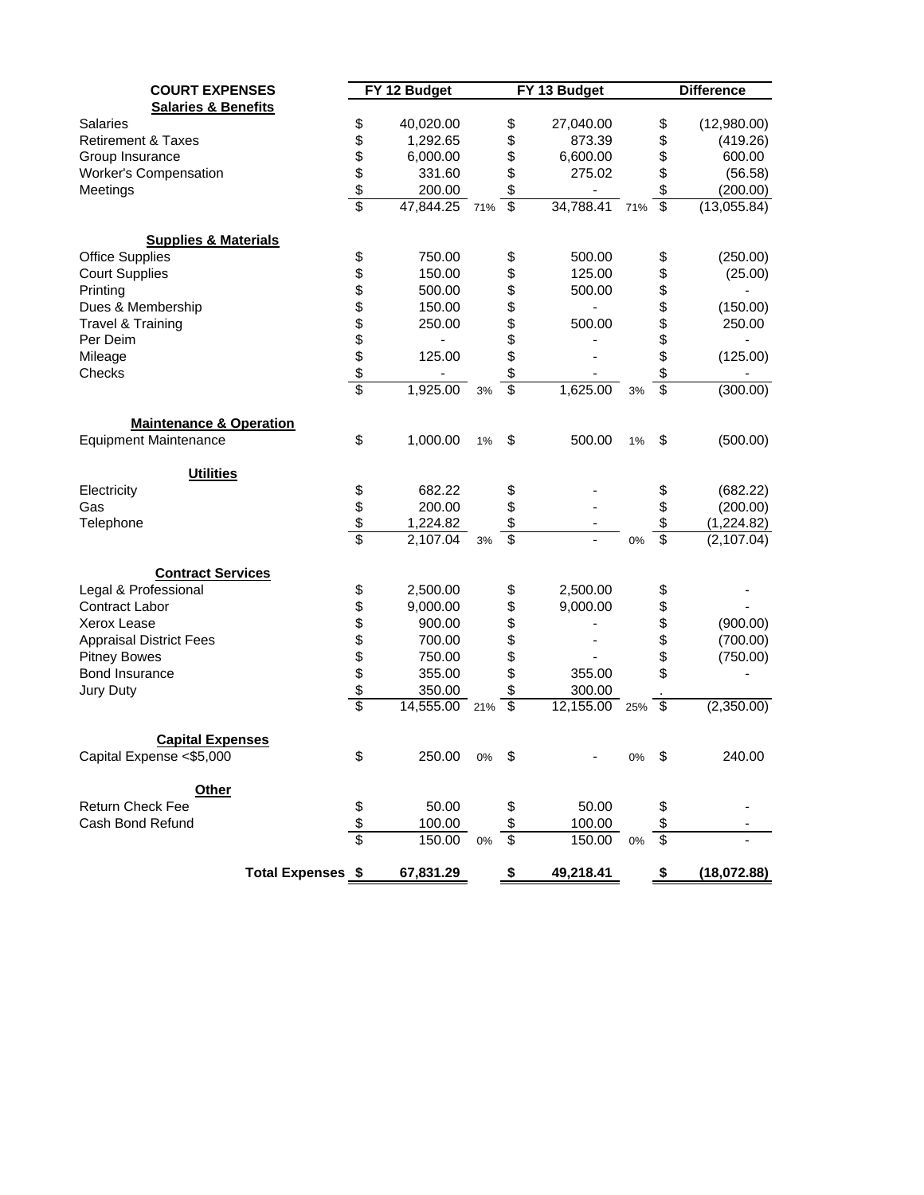| COURT EXPENSES | FY 12 Budget | | FY 13 Budget | | Difference |
|---|---|---|---|---|---|
| **Salaries & Benefits** | | | | | |
| Salaries | $ 40,020.00 | | $ 27,040.00 | | $ (12,980.00) |
| Retirement & Taxes | $ 1,292.65 | | $ 873.39 | | $ (419.26) |
| Group Insurance | $ 6,000.00 | | $ 6,600.00 | | $ 600.00 |
| Worker's Compensation | $ 331.60 | | $ 275.02 | | $ (56.58) |
| Meetings | $ 200.00 | | $ - | | $ (200.00) |
| | $ 47,844.25 | 71% | $ 34,788.41 | 71% | $ (13,055.84) |
| **Supplies & Materials** | | | | | |
| Office Supplies | $ 750.00 | | $ 500.00 | | $ (250.00) |
| Court Supplies | $ 150.00 | | $ 125.00 | | $ (25.00) |
| Printing | $ 500.00 | | $ 500.00 | | $ - |
| Dues & Membership | $ 150.00 | | $ - | | $ (150.00) |
| Travel & Training | $ 250.00 | | $ 500.00 | | $ 250.00 |
| Per Deim | $ - | | $ - | | $ - |
| Mileage | $ 125.00 | | $ - | | $ (125.00) |
| Checks | $ - | | $ - | | $ - |
| | $ 1,925.00 | 3% | $ 1,625.00 | 3% | $ (300.00) |
| **Maintenance & Operation** | | | | | |
| Equipment Maintenance | $ 1,000.00 | 1% | $ 500.00 | 1% | $ (500.00) |
| **Utilities** | | | | | |
| Electricity | $ 682.22 | | $ - | | $ (682.22) |
| Gas | $ 200.00 | | $ - | | $ (200.00) |
| Telephone | $ 1,224.82 | | $ - | | $ (1,224.82) |
| | $ 2,107.04 | 3% | $ - | 0% | $ (2,107.04) |
| **Contract Services** | | | | | |
| Legal & Professional | $ 2,500.00 | | $ 2,500.00 | | $ - |
| Contract Labor | $ 9,000.00 | | $ 9,000.00 | | $ - |
| Xerox Lease | $ 900.00 | | $ - | | $ (900.00) |
| Appraisal District Fees | $ 700.00 | | $ - | | $ (700.00) |
| Pitney Bowes | $ 750.00 | | $ - | | $ (750.00) |
| Bond Insurance | $ 355.00 | | $ 355.00 | | $ - |
| Jury Duty | $ 350.00 | | $ 300.00 | | . |
| | $ 14,555.00 | 21% | $ 12,155.00 | 25% | $ (2,350.00) |
| **Capital Expenses** | | | | | |
| Capital Expense <$5,000 | $ 250.00 | 0% | $ - | 0% | $ 240.00 |
| **Other** | | | | | |
| Return Check Fee | $ 50.00 | | $ 50.00 | | $ - |
| Cash Bond Refund | $ 100.00 | | $ 100.00 | | $ - |
| | $ 150.00 | 0% | $ 150.00 | 0% | $ - |
| **Total Expenses** | **$ 67,831.29** | | **$ 49,218.41** | | **$ (18,072.88)** |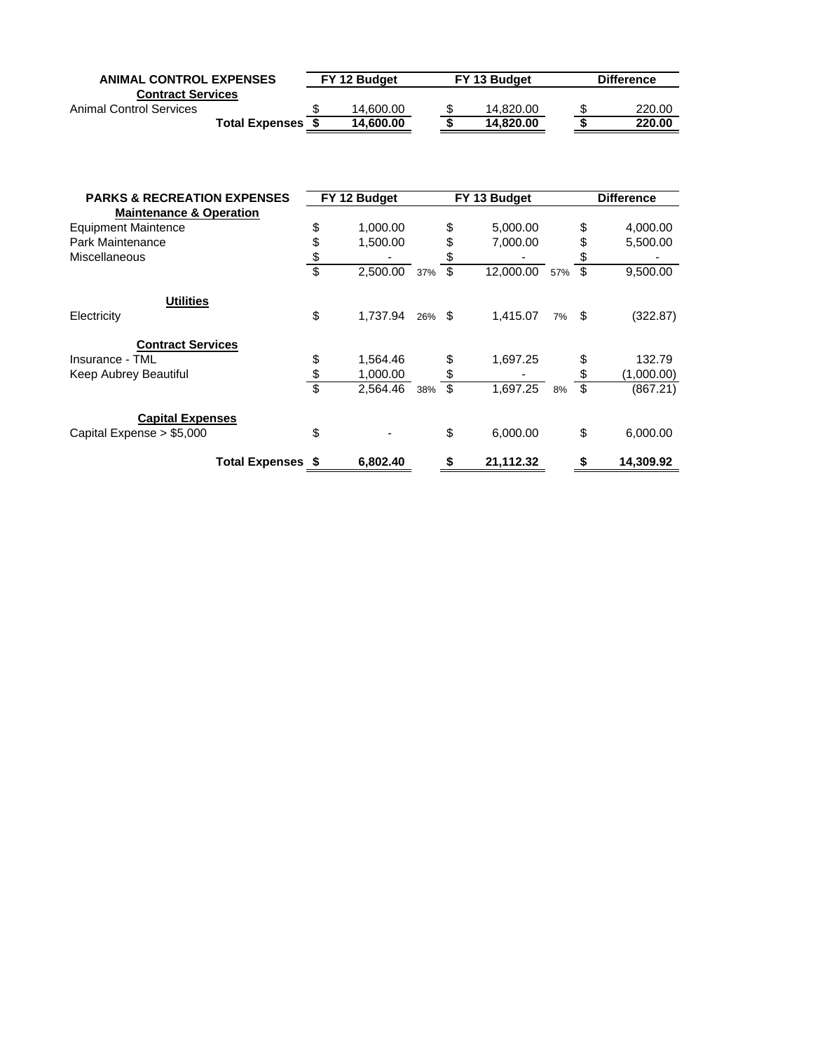| ANIMAL CONTROL EXPENSES | FY 12 Budget | FY 13 Budget | Difference |
|---|---|---|---|
| **Contract Services** | | | |
| Animal Control Services | $ 14,600.00 | $ 14,820.00 | $ 220.00 |
| **Total Expenses** | **$ 14,600.00** | **$ 14,820.00** | **$ 220.00** |

| PARKS & RECREATION EXPENSES | FY 12 Budget | | FY 13 Budget | | Difference |
|---|---|---|---|---|---|
| **Maintenance & Operation** | | | | | |
| Equipment Maintence | $ 1,000.00 | | $ 5,000.00 | | $ 4,000.00 |
| Park Maintenance | $ 1,500.00 | | $ 7,000.00 | | $ 5,500.00 |
| Miscellaneous | $ - | | $ - | | $ - |
| | $ 2,500.00 | 37% | $ 12,000.00 | 57% | $ 9,500.00 |
| **Utilities** | | | | | |
| Electricity | $ 1,737.94 | 26% | $ 1,415.07 | 7% | $ (322.87) |
| **Contract Services** | | | | | |
| Insurance - TML | $ 1,564.46 | | $ 1,697.25 | | $ 132.79 |
| Keep Aubrey Beautiful | $ 1,000.00 | | $ - | | $ (1,000.00) |
| | $ 2,564.46 | 38% | $ 1,697.25 | 8% | $ (867.21) |
| **Capital Expenses** | | | | | |
| Capital Expense > $5,000 | $ - | | $ 6,000.00 | | $ 6,000.00 |
| **Total Expenses** | **$ 6,802.40** | | **$ 21,112.32** | | **$ 14,309.92** |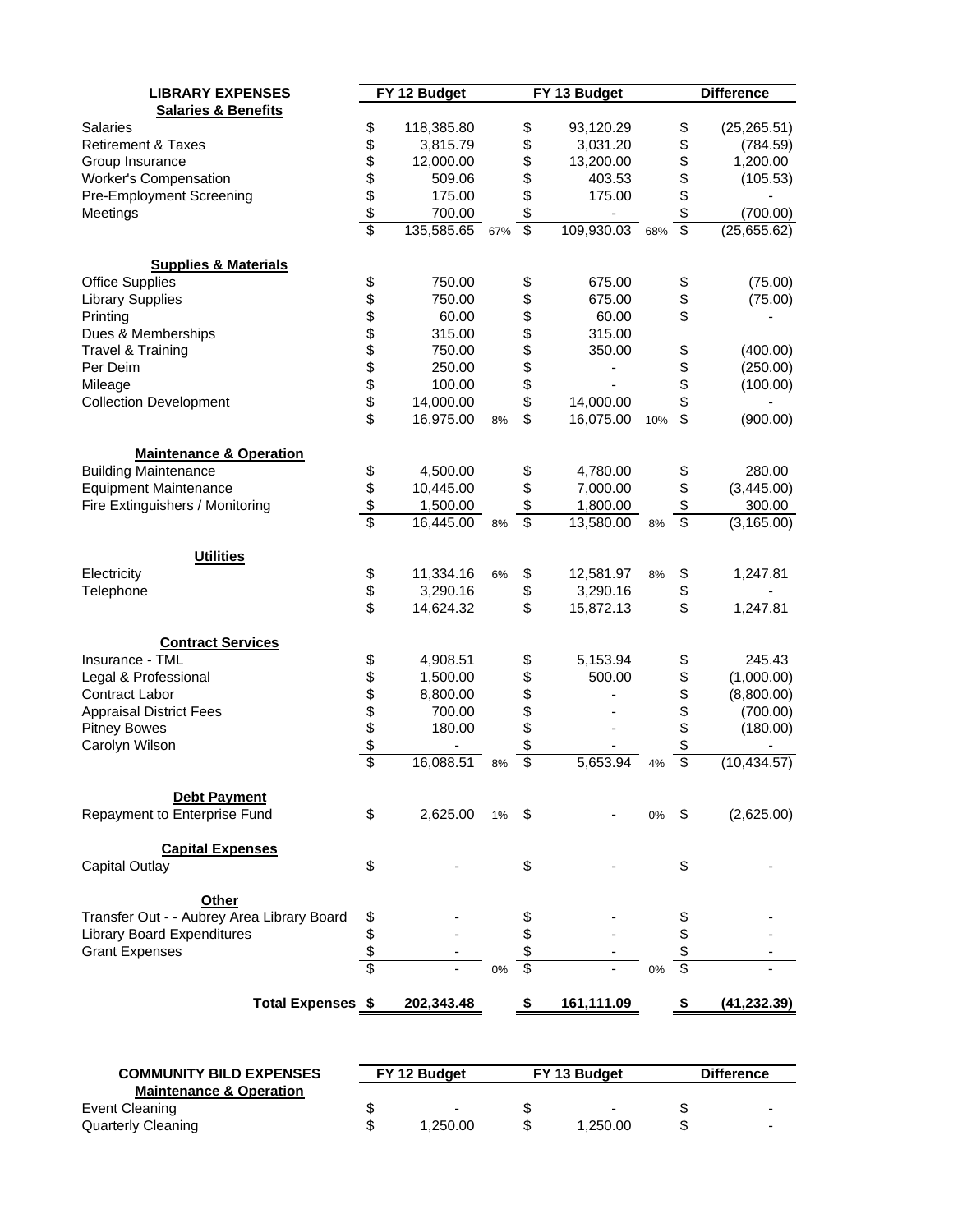| LIBRARY EXPENSES | FY 12 Budget | | FY 13 Budget | | Difference |
|---|---|---|---|---|---|
| **Salaries & Benefits** | | | | | |
| Salaries | $ 118,385.80 | | $ 93,120.29 | | $ (25,265.51) |
| Retirement & Taxes | $ 3,815.79 | | $ 3,031.20 | | $ (784.59) |
| Group Insurance | $ 12,000.00 | | $ 13,200.00 | | $ 1,200.00 |
| Worker's Compensation | $ 509.06 | | $ 403.53 | | $ (105.53) |
| Pre-Employment Screening | $ 175.00 | | $ 175.00 | | $ - |
| Meetings | $ 700.00 | | $ - | | $ (700.00) |
| | $ 135,585.65 | 67% | $ 109,930.03 | 68% | $ (25,655.62) |
| **Supplies & Materials** | | | | | |
| Office Supplies | $ 750.00 | | $ 675.00 | | $ (75.00) |
| Library Supplies | $ 750.00 | | $ 675.00 | | $ (75.00) |
| Printing | $ 60.00 | | $ 60.00 | | $ - |
| Dues & Memberships | $ 315.00 | | $ 315.00 | | |
| Travel & Training | $ 750.00 | | $ 350.00 | | $ (400.00) |
| Per Deim | $ 250.00 | | $ - | | $ (250.00) |
| Mileage | $ 100.00 | | $ - | | $ (100.00) |
| Collection Development | $ 14,000.00 | | $ 14,000.00 | | $ - |
| | $ 16,975.00 | 8% | $ 16,075.00 | 10% | $ (900.00) |
| **Maintenance & Operation** | | | | | |
| Building Maintenance | $ 4,500.00 | | $ 4,780.00 | | $ 280.00 |
| Equipment Maintenance | $ 10,445.00 | | $ 7,000.00 | | $ (3,445.00) |
| Fire Extinguishers / Monitoring | $ 1,500.00 | | $ 1,800.00 | | $ 300.00 |
| | $ 16,445.00 | 8% | $ 13,580.00 | 8% | $ (3,165.00) |
| **Utilities** | | | | | |
| Electricity | $ 11,334.16 | 6% | $ 12,581.97 | 8% | $ 1,247.81 |
| Telephone | $ 3,290.16 | | $ 3,290.16 | | $ - |
| | $ 14,624.32 | | $ 15,872.13 | | $ 1,247.81 |
| **Contract Services** | | | | | |
| Insurance - TML | $ 4,908.51 | | $ 5,153.94 | | $ 245.43 |
| Legal & Professional | $ 1,500.00 | | $ 500.00 | | $ (1,000.00) |
| Contract Labor | $ 8,800.00 | | $ - | | $ (8,800.00) |
| Appraisal District Fees | $ 700.00 | | $ - | | $ (700.00) |
| Pitney Bowes | $ 180.00 | | $ - | | $ (180.00) |
| Carolyn Wilson | $ - | | $ - | | $ - |
| | $ 16,088.51 | 8% | $ 5,653.94 | 4% | $ (10,434.57) |
| **Debt Payment** | | | | | |
| Repayment to Enterprise Fund | $ 2,625.00 | 1% | $ - | 0% | $ (2,625.00) |
| **Capital Expenses** | | | | | |
| Capital Outlay | $ - | | $ - | | $ - |
| **Other** | | | | | |
| Transfer Out - - Aubrey Area Library Board | $ - | | $ - | | $ - |
| Library Board Expenditures | $ - | | $ - | | $ - |
| Grant Expenses | $ - | | $ - | | $ - |
| | $ - | 0% | $ - | 0% | $ - |
| **Total Expenses** | **$ 202,343.48** | | **$ 161,111.09** | | **$ (41,232.39)** |

| COMMUNITY BILD EXPENSES | FY 12 Budget | FY 13 Budget | Difference |
|---|---|---|---|
| **Maintenance & Operation** | | | |
| Event Cleaning | $ - | $ - | $ - |
| Quarterly Cleaning | $ 1,250.00 | $ 1,250.00 | $ - |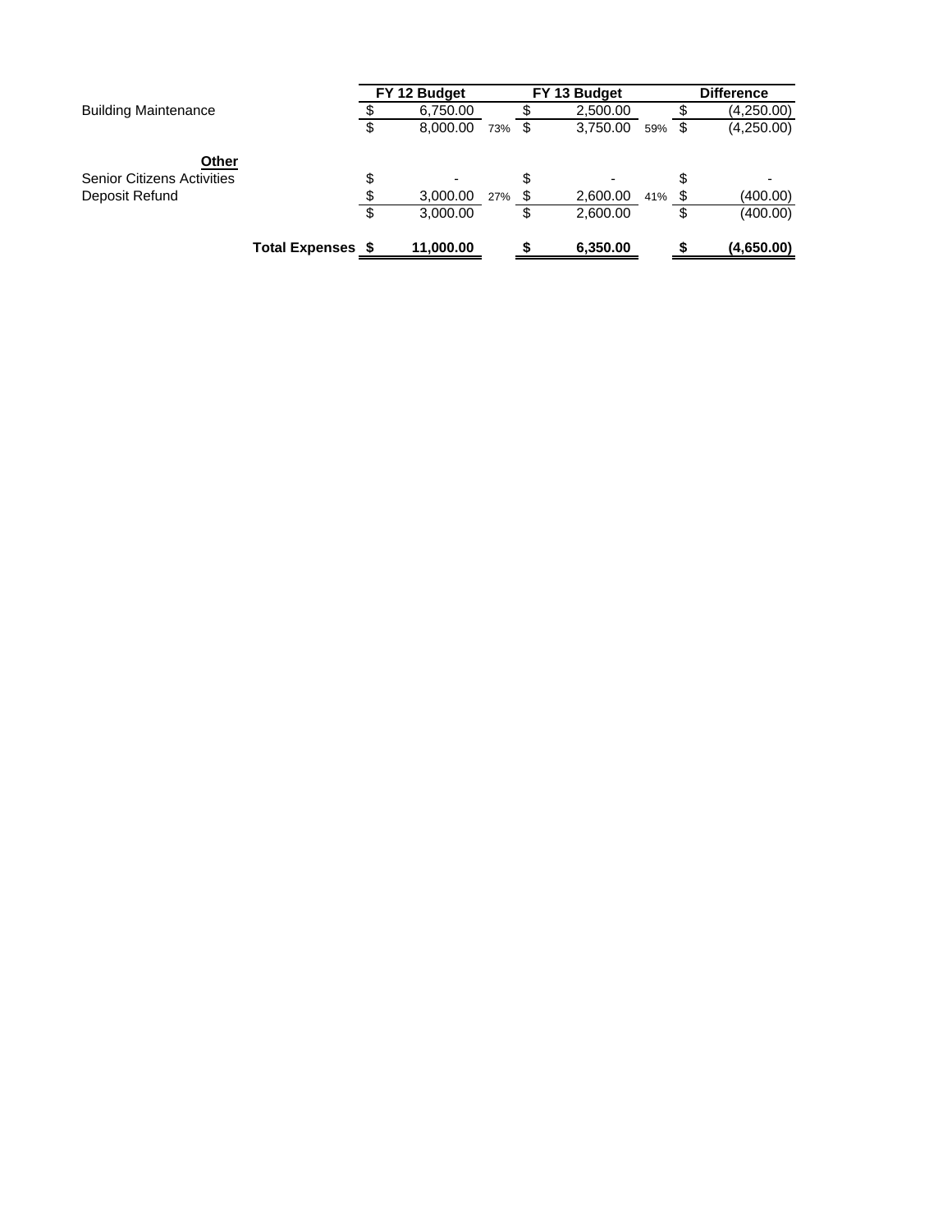| | FY 12 Budget | | FY 13 Budget | | Difference |
|---|---|---|---|---|---|
| Building Maintenance | $ 6,750.00 | | $ 2,500.00 | | $ (4,250.00) |
| | $ 8,000.00 | 73% | $ 3,750.00 | 59% | $ (4,250.00) |
| | | | | | |
| **Other** | | | | | |
| Senior Citizens Activities | $ - | | $ - | | $ - |
| Deposit Refund | $ 3,000.00 | 27% | $ 2,600.00 | 41% | $ (400.00) |
| | $ 3,000.00 | | $ 2,600.00 | | $ (400.00) |
| | | | | | |
| **Total Expenses** | **$ 11,000.00** | | **$ 6,350.00** | | **$ (4,650.00)** |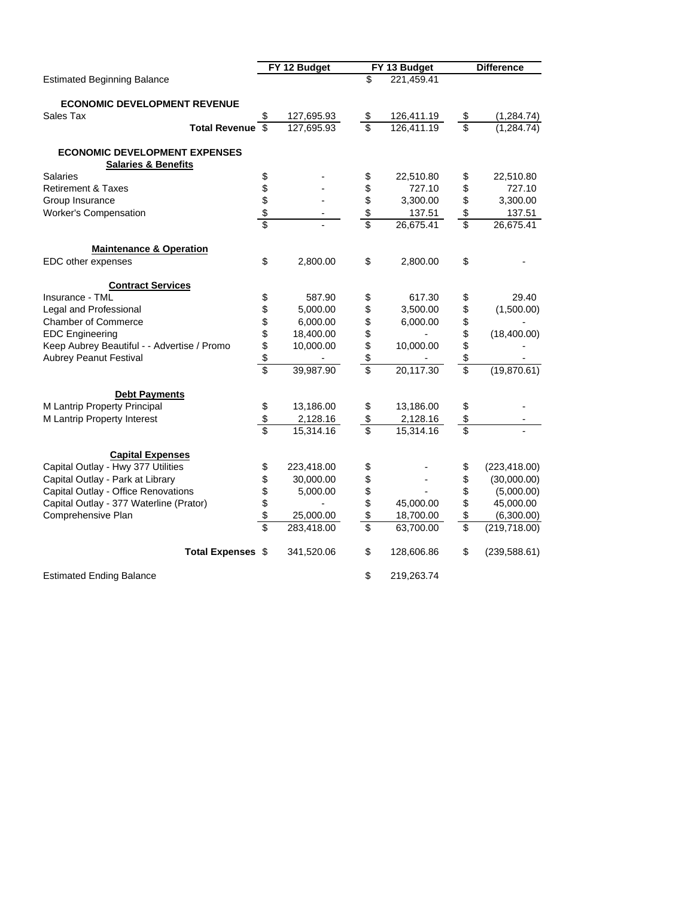| | FY 12 Budget | FY 13 Budget | Difference |
|---|---|---|---|
| Estimated Beginning Balance | | $ 221,459.41 | |
| | | | |
| **ECONOMIC DEVELOPMENT REVENUE** | | | |
| Sales Tax | $ 127,695.93 | $ 126,411.19 | $ (1,284.74) |
| **Total Revenue** | $ 127,695.93 | $ 126,411.19 | $ (1,284.74) |
| | | | |
| **ECONOMIC DEVELOPMENT EXPENSES** | | | |
| **Salaries & Benefits** | | | |
| Salaries | $ - | $ 22,510.80 | $ 22,510.80 |
| Retirement & Taxes | $ - | $ 727.10 | $ 727.10 |
| Group Insurance | $ - | $ 3,300.00 | $ 3,300.00 |
| Worker's Compensation | $ - | $ 137.51 | $ 137.51 |
| | $ - | $ 26,675.41 | $ 26,675.41 |
| | | | |
| **Maintenance & Operation** | | | |
| EDC other expenses | $ 2,800.00 | $ 2,800.00 | $ - |
| | | | |
| **Contract Services** | | | |
| Insurance - TML | $ 587.90 | $ 617.30 | $ 29.40 |
| Legal and Professional | $ 5,000.00 | $ 3,500.00 | $ (1,500.00) |
| Chamber of Commerce | $ 6,000.00 | $ 6,000.00 | $ - |
| EDC Engineering | $ 18,400.00 | $ - | $ (18,400.00) |
| Keep Aubrey Beautiful - - Advertise / Promo | $ 10,000.00 | $ 10,000.00 | $ - |
| Aubrey Peanut Festival | $ - | $ - | $ - |
| | $ 39,987.90 | $ 20,117.30 | $ (19,870.61) |
| | | | |
| **Debt Payments** | | | |
| M Lantrip Property Principal | $ 13,186.00 | $ 13,186.00 | $ - |
| M Lantrip Property Interest | $ 2,128.16 | $ 2,128.16 | $ - |
| | $ 15,314.16 | $ 15,314.16 | $ - |
| | | | |
| **Capital Expenses** | | | |
| Capital Outlay - Hwy 377 Utilities | $ 223,418.00 | $ - | $ (223,418.00) |
| Capital Outlay - Park at Library | $ 30,000.00 | $ - | $ (30,000.00) |
| Capital Outlay - Office Renovations | $ 5,000.00 | $ - | $ (5,000.00) |
| Capital Outlay - 377 Waterline (Prator) | $ - | $ 45,000.00 | $ 45,000.00 |
| Comprehensive Plan | $ 25,000.00 | $ 18,700.00 | $ (6,300.00) |
| | $ 283,418.00 | $ 63,700.00 | $ (219,718.00) |
| | | | |
| **Total Expenses** | $ 341,520.06 | $ 128,606.86 | $ (239,588.61) |
| | | | |
| Estimated Ending Balance | | $ 219,263.74 | |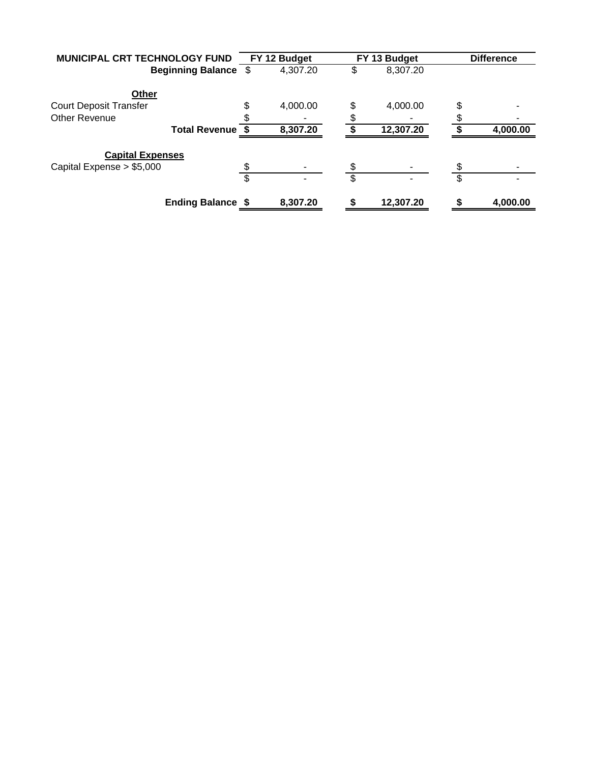| MUNICIPAL CRT TECHNOLOGY FUND | FY 12 Budget | FY 13 Budget | Difference |
|---|---|---|---|
| **Beginning Balance** | $ 4,307.20 | $ 8,307.20 | |
| **Other** | | | |
| Court Deposit Transfer | $ 4,000.00 | $ 4,000.00 | $ - |
| Other Revenue | $ - | $ - | $ - |
| **Total Revenue** | **$ 8,307.20** | **$ 12,307.20** | **$ 4,000.00** |
| **Capital Expenses** | | | |
| Capital Expense > $5,000 | $ - | $ - | $ - |
| | $ - | $ - | $ - |
| **Ending Balance** | **$ 8,307.20** | **$ 12,307.20** | **$ 4,000.00** |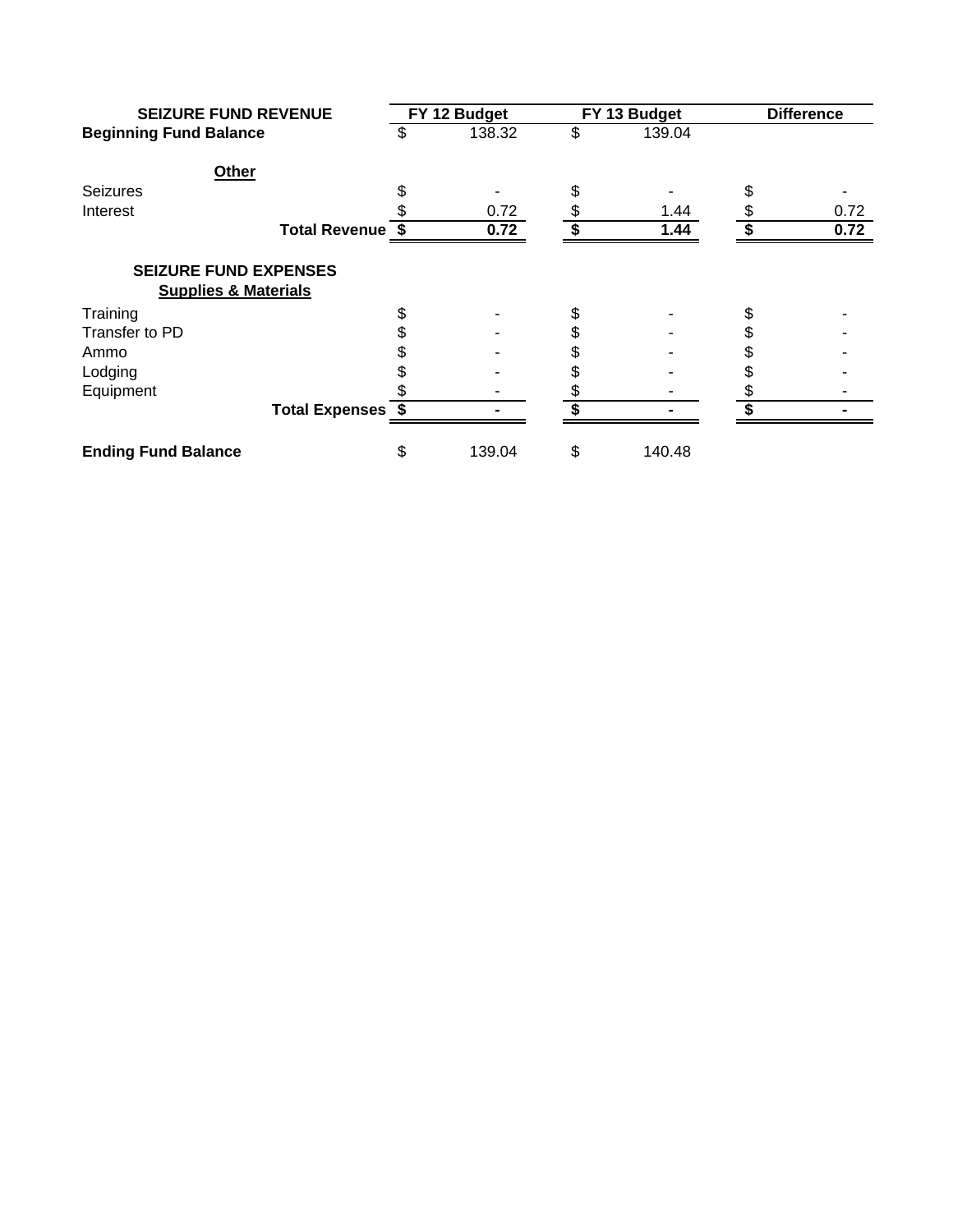| SEIZURE FUND REVENUE | FY 12 Budget | FY 13 Budget | Difference |
|---|---|---|---|
| **Beginning Fund Balance** | $ 138.32 | $ 139.04 | |
| **Other** | | | |
| Seizures | $ - | $ - | $ - |
| Interest | $ 0.72 | $ 1.44 | $ 0.72 |
| **Total Revenue** | **$ 0.72** | **$ 1.44** | **$ 0.72** |
| **SEIZURE FUND EXPENSES** | | | |
| **Supplies & Materials** | | | |
| Training | $ - | $ - | $ - |
| Transfer to PD | $ - | $ - | $ - |
| Ammo | $ - | $ - | $ - |
| Lodging | $ - | $ - | $ - |
| Equipment | $ - | $ - | $ - |
| **Total Expenses** | **$ -** | **$ -** | **$ -** |
| **Ending Fund Balance** | $ 139.04 | $ 140.48 | |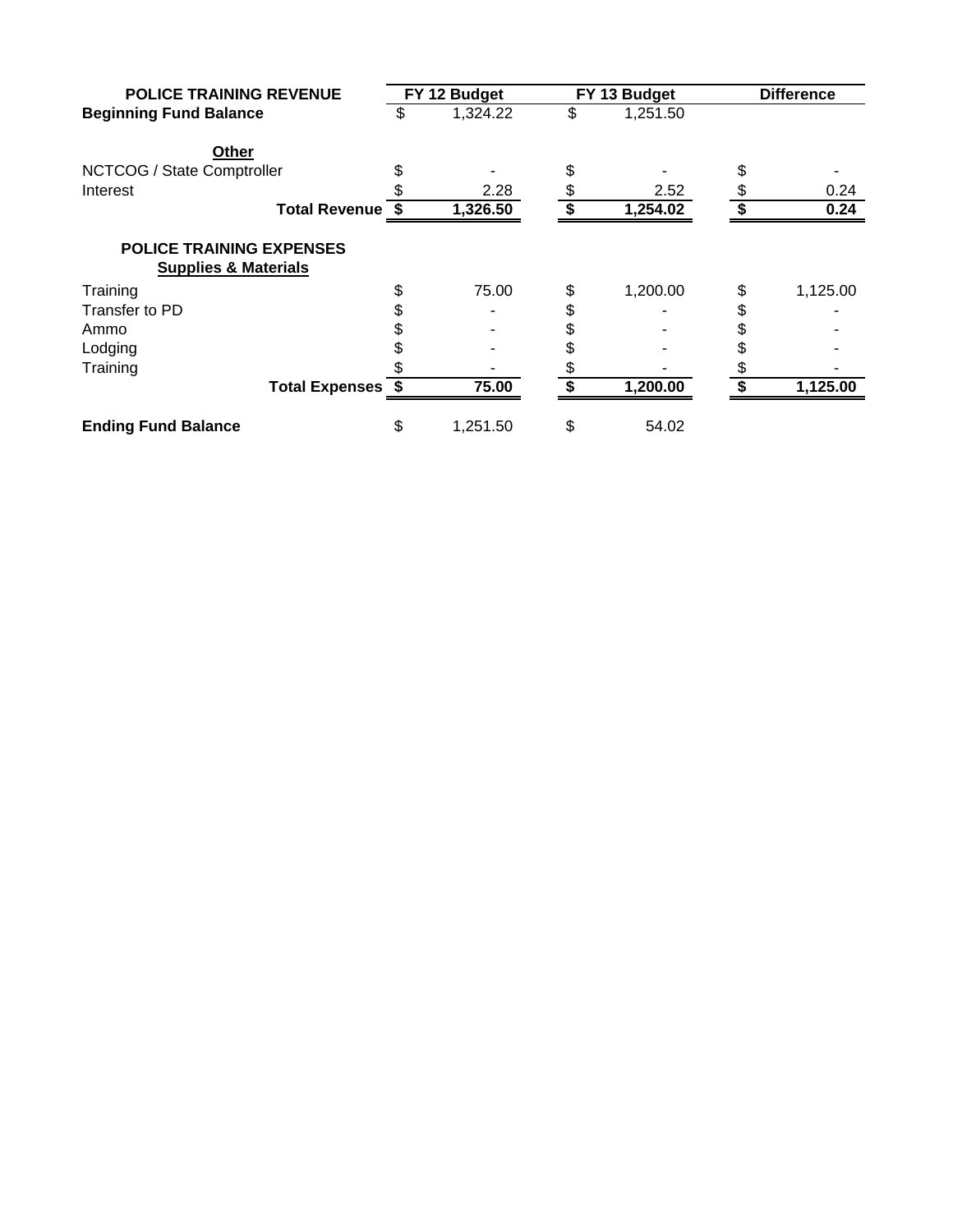| POLICE TRAINING REVENUE | FY 12 Budget | FY 13 Budget | Difference |
|---|---|---|---|
| **Beginning Fund Balance** | $ 1,324.22 | $ 1,251.50 | |
| | | | |
| **Other** | | | |
| NCTCOG / State Comptroller | $ - | $ - | $ - |
| Interest | $ 2.28 | $ 2.52 | $ 0.24 |
| **Total Revenue** | **$ 1,326.50** | **$ 1,254.02** | **$ 0.24** |
| | | | |
| **POLICE TRAINING EXPENSES** | | | |
| **Supplies & Materials** | | | |
| Training | $ 75.00 | $ 1,200.00 | $ 1,125.00 |
| Transfer to PD | $ - | $ - | $ - |
| Ammo | $ - | $ - | $ - |
| Lodging | $ - | $ - | $ - |
| Training | $ - | $ - | $ - |
| **Total Expenses** | **$ 75.00** | **$ 1,200.00** | **$ 1,125.00** |
| | | | |
| **Ending Fund Balance** | $ 1,251.50 | $ 54.02 | |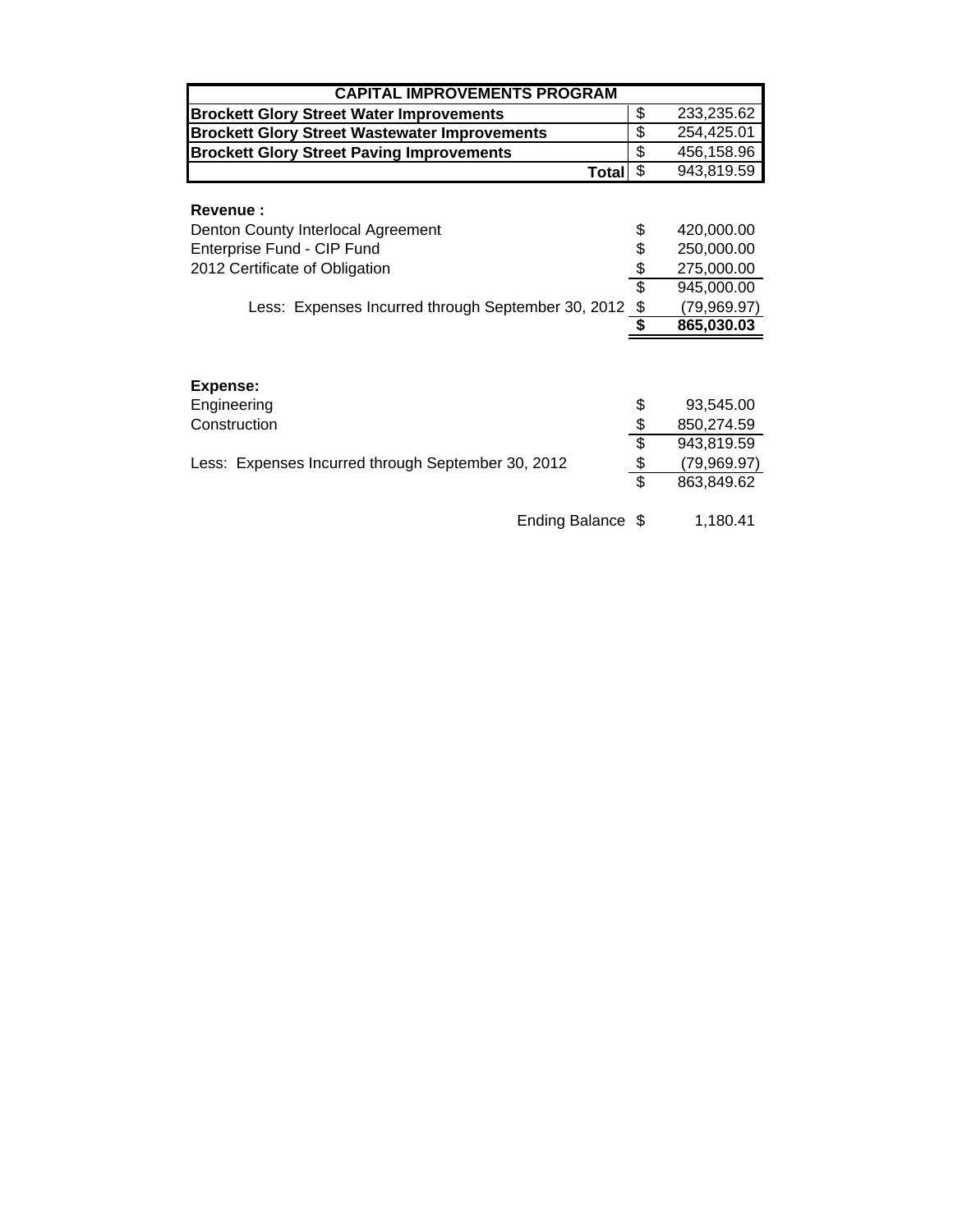| CAPITAL IMPROVEMENTS PROGRAM | | |
|---|---|---|
| **Brockett Glory Street Water Improvements** | $ | 233,235.62 |
| **Brockett Glory Street Wastewater Improvements** | $ | 254,425.01 |
| **Brockett Glory Street Paving Improvements** | $ | 456,158.96 |
| **Total** | $ | 943,819.59 |

**Revenue :**

| | | |
|---|---|---|
| Denton County Interlocal Agreement | $ | 420,000.00 |
| Enterprise Fund - CIP Fund | $ | 250,000.00 |
| 2012 Certificate of Obligation | $ | 275,000.00 |
| | $ | 945,000.00 |
| Less: Expenses Incurred through September 30, 2012 | $ | (79,969.97) |
| | **$** | **865,030.03** |

**Expense:**

| | | |
|---|---|---|
| Engineering | $ | 93,545.00 |
| Construction | $ | 850,274.59 |
| | $ | 943,819.59 |
| Less: Expenses Incurred through September 30, 2012 | $ | (79,969.97) |
| | $ | 863,849.62 |
| Ending Balance | $ | 1,180.41 |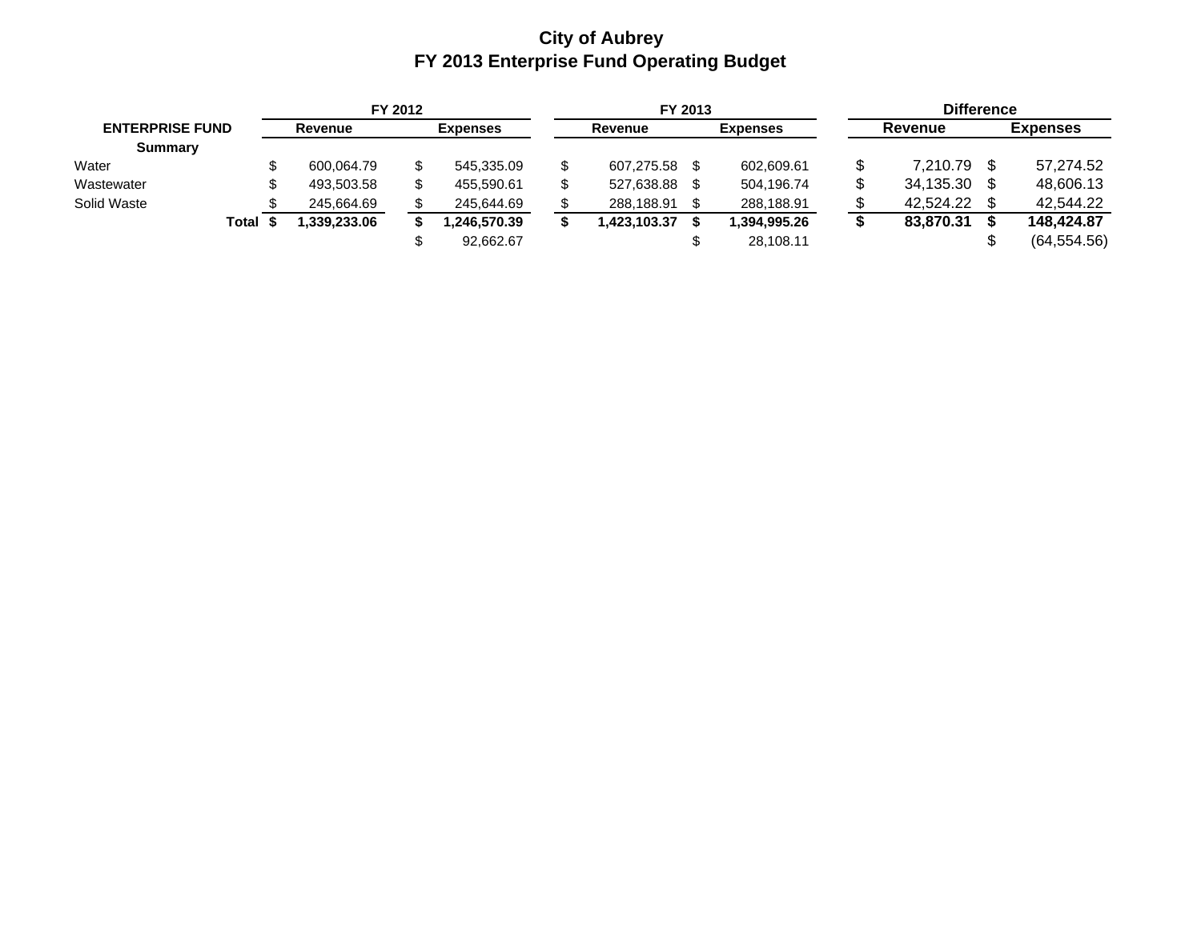# City of Aubrey
## FY 2013 Enterprise Fund Operating Budget

| ENTERPRISE FUND | FY 2012 | | FY 2013 | | Difference | |
|---|---|---|---|---|---|---|
| Summary | Revenue | Expenses | Revenue | Expenses | Revenue | Expenses |
| Water | $ 600,064.79 | $ 545,335.09 | $ 607,275.58 | $ 602,609.61 | $ 7,210.79 | $ 57,274.52 |
| Wastewater | $ 493,503.58 | $ 455,590.61 | $ 527,638.88 | $ 504,196.74 | $ 34,135.30 | $ 48,606.13 |
| Solid Waste | $ 245,664.69 | $ 245,644.69 | $ 288,188.91 | $ 288,188.91 | $ 42,524.22 | $ 42,544.22 |
| **Total** | **$ 1,339,233.06** | **$ 1,246,570.39** | **$ 1,423,103.37** | **$ 1,394,995.26** | **$ 83,870.31** | **$ 148,424.87** |
| | | $ 92,662.67 | | $ 28,108.11 | | $ (64,554.56) |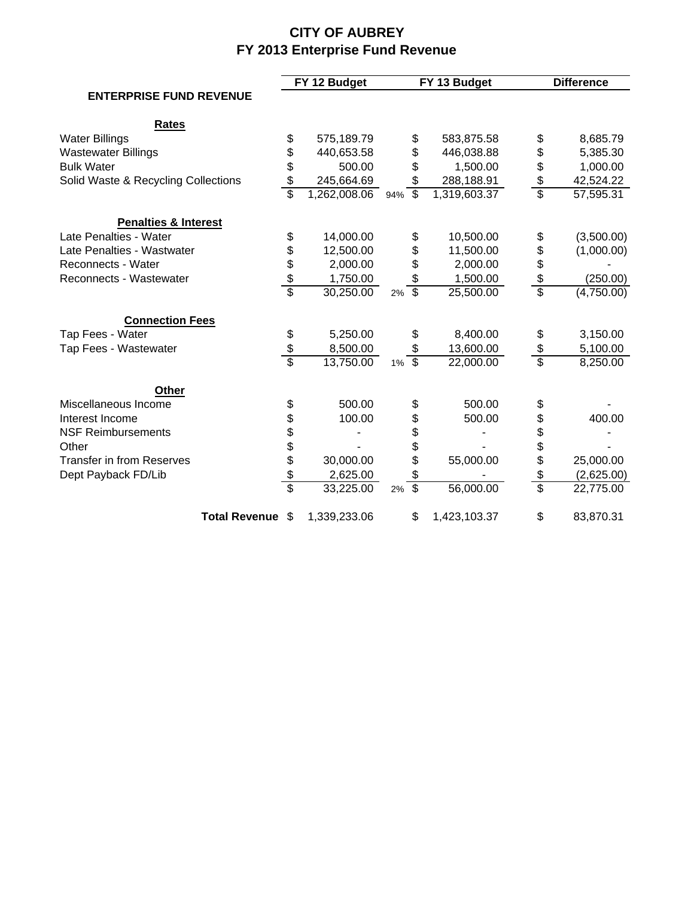# CITY OF AUBREY
## FY 2013 Enterprise Fund Revenue

| ENTERPRISE FUND REVENUE | FY 12 Budget | | FY 13 Budget | Difference |
|---|---|---|---|---|
| **Rates** | | | | |
| Water Billings | $ 575,189.79 | | $ 583,875.58 | $ 8,685.79 |
| Wastewater Billings | $ 440,653.58 | | $ 446,038.88 | $ 5,385.30 |
| Bulk Water | $ 500.00 | | $ 1,500.00 | $ 1,000.00 |
| Solid Waste & Recycling Collections | $ 245,664.69 | | $ 288,188.91 | $ 42,524.22 |
| | $ 1,262,008.06 | 94% | $ 1,319,603.37 | $ 57,595.31 |
| **Penalties & Interest** | | | | |
| Late Penalties - Water | $ 14,000.00 | | $ 10,500.00 | $ (3,500.00) |
| Late Penalties - Wastwater | $ 12,500.00 | | $ 11,500.00 | $ (1,000.00) |
| Reconnects - Water | $ 2,000.00 | | $ 2,000.00 | $ - |
| Reconnects - Wastewater | $ 1,750.00 | | $ 1,500.00 | $ (250.00) |
| | $ 30,250.00 | 2% | $ 25,500.00 | $ (4,750.00) |
| **Connection Fees** | | | | |
| Tap Fees - Water | $ 5,250.00 | | $ 8,400.00 | $ 3,150.00 |
| Tap Fees - Wastewater | $ 8,500.00 | | $ 13,600.00 | $ 5,100.00 |
| | $ 13,750.00 | 1% | $ 22,000.00 | $ 8,250.00 |
| **Other** | | | | |
| Miscellaneous Income | $ 500.00 | | $ 500.00 | $ - |
| Interest Income | $ 100.00 | | $ 500.00 | $ 400.00 |
| NSF Reimbursements | $ - | | $ - | $ - |
| Other | $ - | | $ - | $ - |
| Transfer in from Reserves | $ 30,000.00 | | $ 55,000.00 | $ 25,000.00 |
| Dept Payback FD/Lib | $ 2,625.00 | | $ - | $ (2,625.00) |
| | $ 33,225.00 | 2% | $ 56,000.00 | $ 22,775.00 |
| **Total Revenue** | $ 1,339,233.06 | | $ 1,423,103.37 | $ 83,870.31 |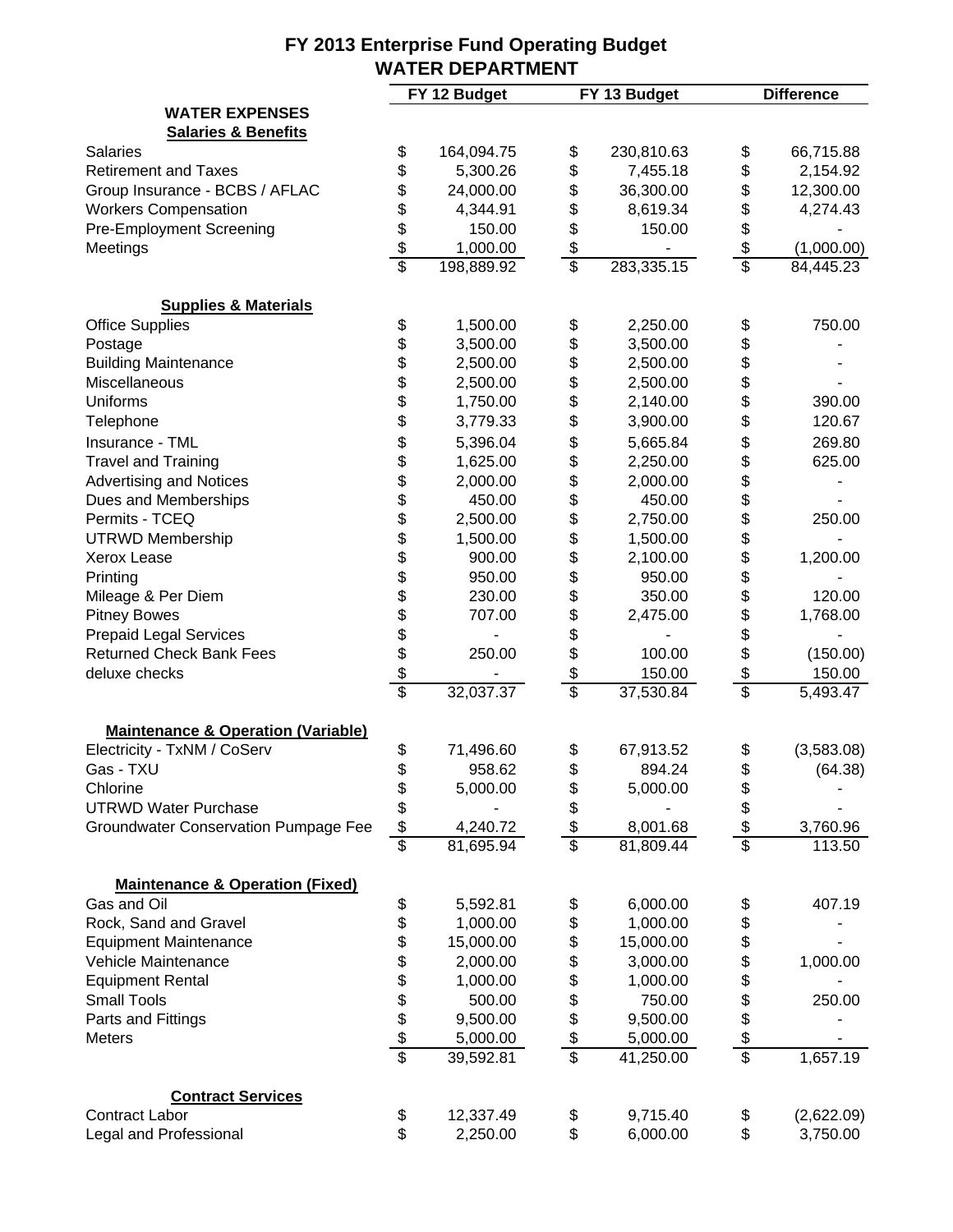# FY 2013 Enterprise Fund Operating Budget
## WATER DEPARTMENT

| | FY 12 Budget | FY 13 Budget | Difference |
|---|---|---|---|
| **WATER EXPENSES** | | | |
| **Salaries & Benefits** | | | |
| Salaries | $ 164,094.75 | $ 230,810.63 | $ 66,715.88 |
| Retirement and Taxes | $ 5,300.26 | $ 7,455.18 | $ 2,154.92 |
| Group Insurance - BCBS / AFLAC | $ 24,000.00 | $ 36,300.00 | $ 12,300.00 |
| Workers Compensation | $ 4,344.91 | $ 8,619.34 | $ 4,274.43 |
| Pre-Employment Screening | $ 150.00 | $ 150.00 | $ - |
| Meetings | $ 1,000.00 | $ - | $ (1,000.00) |
| | $ 198,889.92 | $ 283,335.15 | $ 84,445.23 |
| **Supplies & Materials** | | | |
| Office Supplies | $ 1,500.00 | $ 2,250.00 | $ 750.00 |
| Postage | $ 3,500.00 | $ 3,500.00 | $ - |
| Building Maintenance | $ 2,500.00 | $ 2,500.00 | $ - |
| Miscellaneous | $ 2,500.00 | $ 2,500.00 | $ - |
| Uniforms | $ 1,750.00 | $ 2,140.00 | $ 390.00 |
| Telephone | $ 3,779.33 | $ 3,900.00 | $ 120.67 |
| Insurance - TML | $ 5,396.04 | $ 5,665.84 | $ 269.80 |
| Travel and Training | $ 1,625.00 | $ 2,250.00 | $ 625.00 |
| Advertising and Notices | $ 2,000.00 | $ 2,000.00 | $ - |
| Dues and Memberships | $ 450.00 | $ 450.00 | $ - |
| Permits - TCEQ | $ 2,500.00 | $ 2,750.00 | $ 250.00 |
| UTRWD Membership | $ 1,500.00 | $ 1,500.00 | $ - |
| Xerox Lease | $ 900.00 | $ 2,100.00 | $ 1,200.00 |
| Printing | $ 950.00 | $ 950.00 | $ - |
| Mileage & Per Diem | $ 230.00 | $ 350.00 | $ 120.00 |
| Pitney Bowes | $ 707.00 | $ 2,475.00 | $ 1,768.00 |
| Prepaid Legal Services | $ - | $ - | $ - |
| Returned Check Bank Fees | $ 250.00 | $ 100.00 | $ (150.00) |
| deluxe checks | $ - | $ 150.00 | $ 150.00 |
| | $ 32,037.37 | $ 37,530.84 | $ 5,493.47 |
| **Maintenance & Operation (Variable)** | | | |
| Electricity - TxNM / CoServ | $ 71,496.60 | $ 67,913.52 | $ (3,583.08) |
| Gas - TXU | $ 958.62 | $ 894.24 | $ (64.38) |
| Chlorine | $ 5,000.00 | $ 5,000.00 | $ - |
| UTRWD Water Purchase | $ - | $ - | $ - |
| Groundwater Conservation Pumpage Fee | $ 4,240.72 | $ 8,001.68 | $ 3,760.96 |
| | $ 81,695.94 | $ 81,809.44 | $ 113.50 |
| **Maintenance & Operation (Fixed)** | | | |
| Gas and Oil | $ 5,592.81 | $ 6,000.00 | $ 407.19 |
| Rock, Sand and Gravel | $ 1,000.00 | $ 1,000.00 | $ - |
| Equipment Maintenance | $ 15,000.00 | $ 15,000.00 | $ - |
| Vehicle Maintenance | $ 2,000.00 | $ 3,000.00 | $ 1,000.00 |
| Equipment Rental | $ 1,000.00 | $ 1,000.00 | $ - |
| Small Tools | $ 500.00 | $ 750.00 | $ 250.00 |
| Parts and Fittings | $ 9,500.00 | $ 9,500.00 | $ - |
| Meters | $ 5,000.00 | $ 5,000.00 | $ - |
| | $ 39,592.81 | $ 41,250.00 | $ 1,657.19 |
| **Contract Services** | | | |
| Contract Labor | $ 12,337.49 | $ 9,715.40 | $ (2,622.09) |
| Legal and Professional | $ 2,250.00 | $ 6,000.00 | $ 3,750.00 |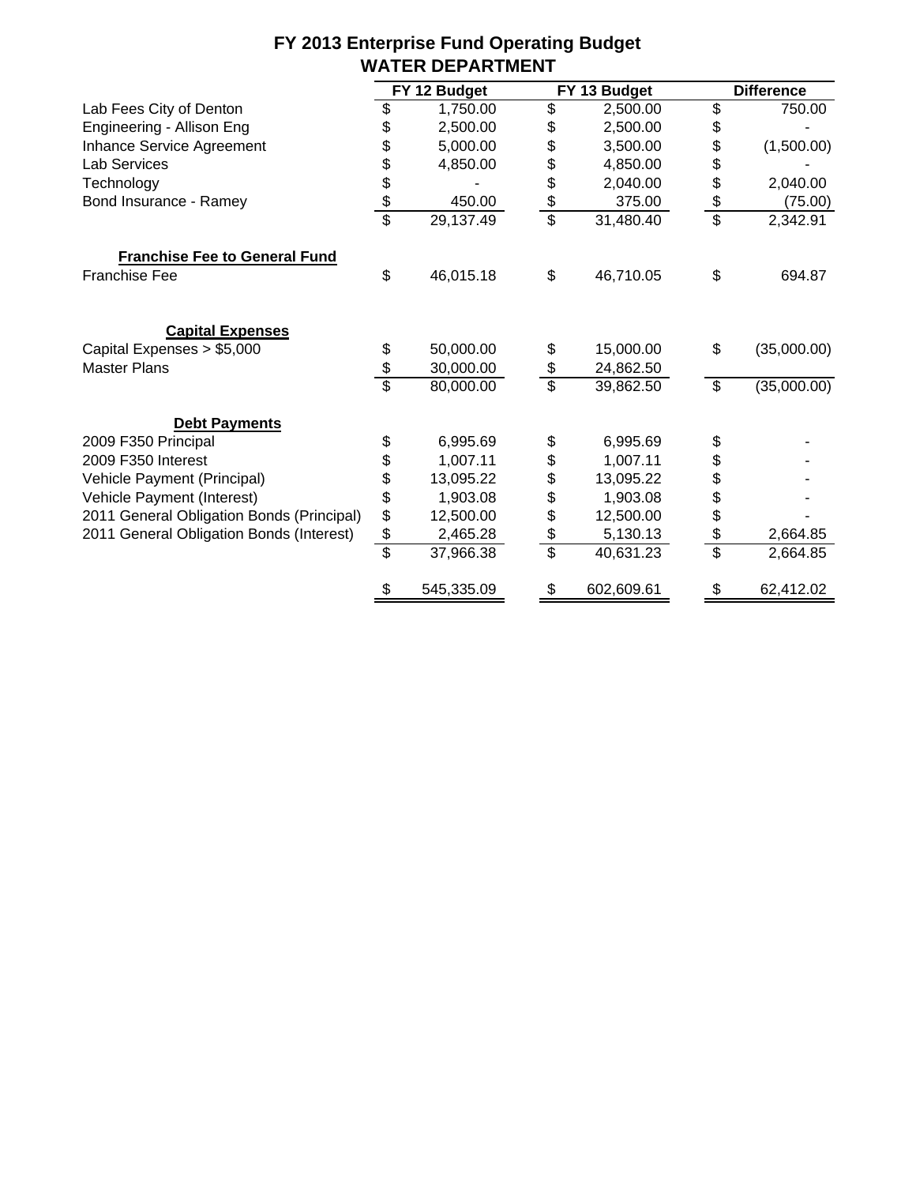# FY 2013 Enterprise Fund Operating Budget
## WATER DEPARTMENT

| | FY 12 Budget | FY 13 Budget | Difference |
|---|---|---|---|
| Lab Fees City of Denton | $ 1,750.00 | $ 2,500.00 | $ 750.00 |
| Engineering - Allison Eng | $ 2,500.00 | $ 2,500.00 | $ - |
| Inhance Service Agreement | $ 5,000.00 | $ 3,500.00 | $ (1,500.00) |
| Lab Services | $ 4,850.00 | $ 4,850.00 | $ - |
| Technology | $ - | $ 2,040.00 | $ 2,040.00 |
| Bond Insurance - Ramey | $ 450.00 | $ 375.00 | $ (75.00) |
| | $ 29,137.49 | $ 31,480.40 | $ 2,342.91 |
| **Franchise Fee to General Fund** | | | |
| Franchise Fee | $ 46,015.18 | $ 46,710.05 | $ 694.87 |
| **Capital Expenses** | | | |
| Capital Expenses > $5,000 | $ 50,000.00 | $ 15,000.00 | $ (35,000.00) |
| Master Plans | $ 30,000.00 | $ 24,862.50 | |
| | $ 80,000.00 | $ 39,862.50 | $ (35,000.00) |
| **Debt Payments** | | | |
| 2009 F350 Principal | $ 6,995.69 | $ 6,995.69 | $ - |
| 2009 F350 Interest | $ 1,007.11 | $ 1,007.11 | $ - |
| Vehicle Payment (Principal) | $ 13,095.22 | $ 13,095.22 | $ - |
| Vehicle Payment (Interest) | $ 1,903.08 | $ 1,903.08 | $ - |
| 2011 General Obligation Bonds (Principal) | $ 12,500.00 | $ 12,500.00 | $ - |
| 2011 General Obligation Bonds (Interest) | $ 2,465.28 | $ 5,130.13 | $ 2,664.85 |
| | $ 37,966.38 | $ 40,631.23 | $ 2,664.85 |
| | $ 545,335.09 | $ 602,609.61 | $ 62,412.02 |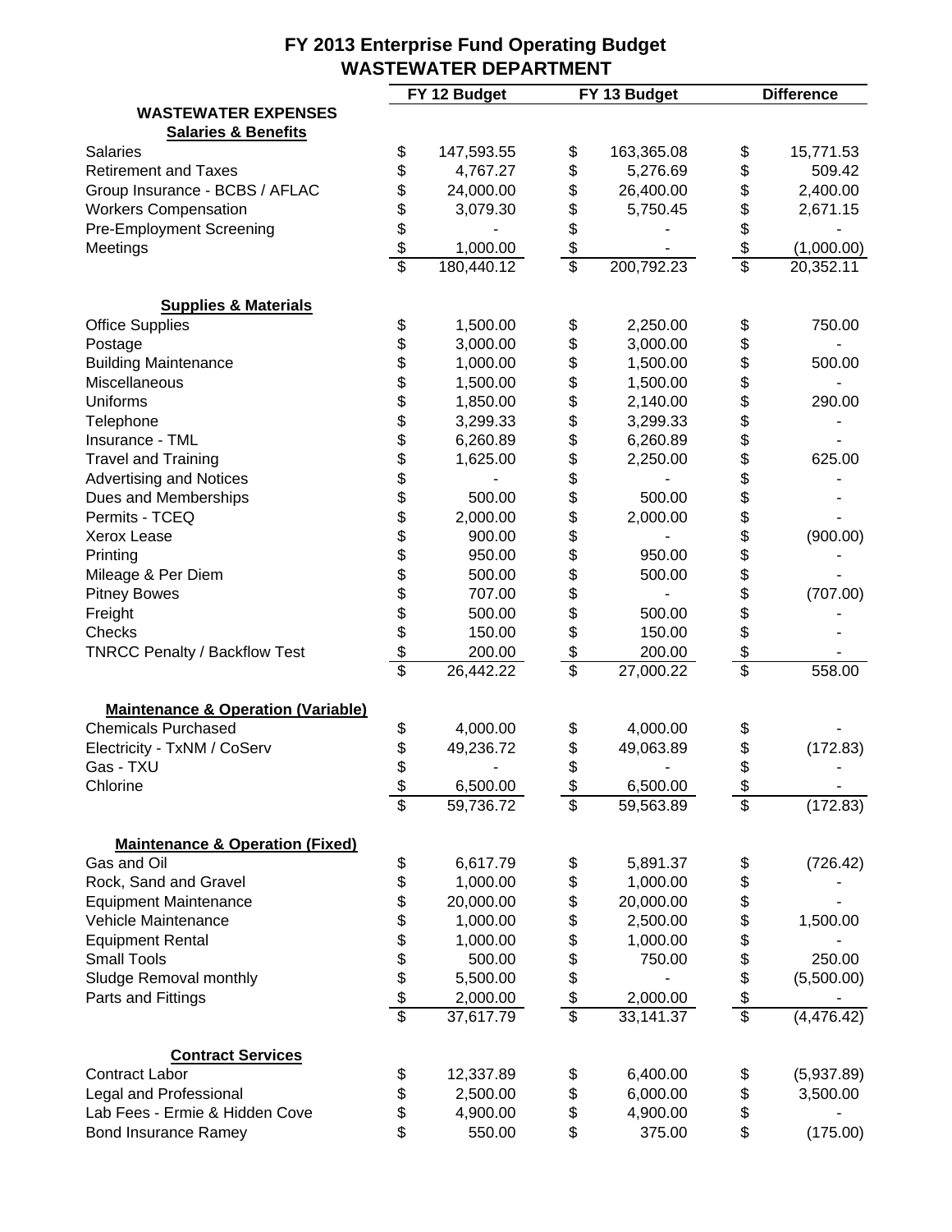# FY 2013 Enterprise Fund Operating Budget
## WASTEWATER DEPARTMENT

| | FY 12 Budget | FY 13 Budget | Difference |
|---|---|---|---|
| **WASTEWATER EXPENSES** | | | |
| **Salaries & Benefits** | | | |
| Salaries | $ 147,593.55 | $ 163,365.08 | $ 15,771.53 |
| Retirement and Taxes | $ 4,767.27 | $ 5,276.69 | $ 509.42 |
| Group Insurance - BCBS / AFLAC | $ 24,000.00 | $ 26,400.00 | $ 2,400.00 |
| Workers Compensation | $ 3,079.30 | $ 5,750.45 | $ 2,671.15 |
| Pre-Employment Screening | $ - | $ - | $ - |
| Meetings | $ 1,000.00 | $ - | $ (1,000.00) |
| | $ 180,440.12 | $ 200,792.23 | $ 20,352.11 |
| **Supplies & Materials** | | | |
| Office Supplies | $ 1,500.00 | $ 2,250.00 | $ 750.00 |
| Postage | $ 3,000.00 | $ 3,000.00 | $ - |
| Building Maintenance | $ 1,000.00 | $ 1,500.00 | $ 500.00 |
| Miscellaneous | $ 1,500.00 | $ 1,500.00 | $ - |
| Uniforms | $ 1,850.00 | $ 2,140.00 | $ 290.00 |
| Telephone | $ 3,299.33 | $ 3,299.33 | $ - |
| Insurance - TML | $ 6,260.89 | $ 6,260.89 | $ - |
| Travel and Training | $ 1,625.00 | $ 2,250.00 | $ 625.00 |
| Advertising and Notices | $ - | $ - | $ - |
| Dues and Memberships | $ 500.00 | $ 500.00 | $ - |
| Permits - TCEQ | $ 2,000.00 | $ 2,000.00 | $ - |
| Xerox Lease | $ 900.00 | $ - | $ (900.00) |
| Printing | $ 950.00 | $ 950.00 | $ - |
| Mileage & Per Diem | $ 500.00 | $ 500.00 | $ - |
| Pitney Bowes | $ 707.00 | $ - | $ (707.00) |
| Freight | $ 500.00 | $ 500.00 | $ - |
| Checks | $ 150.00 | $ 150.00 | $ - |
| TNRCC Penalty / Backflow Test | $ 200.00 | $ 200.00 | $ - |
| | $ 26,442.22 | $ 27,000.22 | $ 558.00 |
| **Maintenance & Operation (Variable)** | | | |
| Chemicals Purchased | $ 4,000.00 | $ 4,000.00 | $ - |
| Electricity - TxNM / CoServ | $ 49,236.72 | $ 49,063.89 | $ (172.83) |
| Gas - TXU | $ - | $ - | $ - |
| Chlorine | $ 6,500.00 | $ 6,500.00 | $ - |
| | $ 59,736.72 | $ 59,563.89 | $ (172.83) |
| **Maintenance & Operation (Fixed)** | | | |
| Gas and Oil | $ 6,617.79 | $ 5,891.37 | $ (726.42) |
| Rock, Sand and Gravel | $ 1,000.00 | $ 1,000.00 | $ - |
| Equipment Maintenance | $ 20,000.00 | $ 20,000.00 | $ - |
| Vehicle Maintenance | $ 1,000.00 | $ 2,500.00 | $ 1,500.00 |
| Equipment Rental | $ 1,000.00 | $ 1,000.00 | $ - |
| Small Tools | $ 500.00 | $ 750.00 | $ 250.00 |
| Sludge Removal monthly | $ 5,500.00 | $ - | $ (5,500.00) |
| Parts and Fittings | $ 2,000.00 | $ 2,000.00 | $ - |
| | $ 37,617.79 | $ 33,141.37 | $ (4,476.42) |
| **Contract Services** | | | |
| Contract Labor | $ 12,337.89 | $ 6,400.00 | $ (5,937.89) |
| Legal and Professional | $ 2,500.00 | $ 6,000.00 | $ 3,500.00 |
| Lab Fees - Ermie & Hidden Cove | $ 4,900.00 | $ 4,900.00 | $ - |
| Bond Insurance Ramey | $ 550.00 | $ 375.00 | $ (175.00) |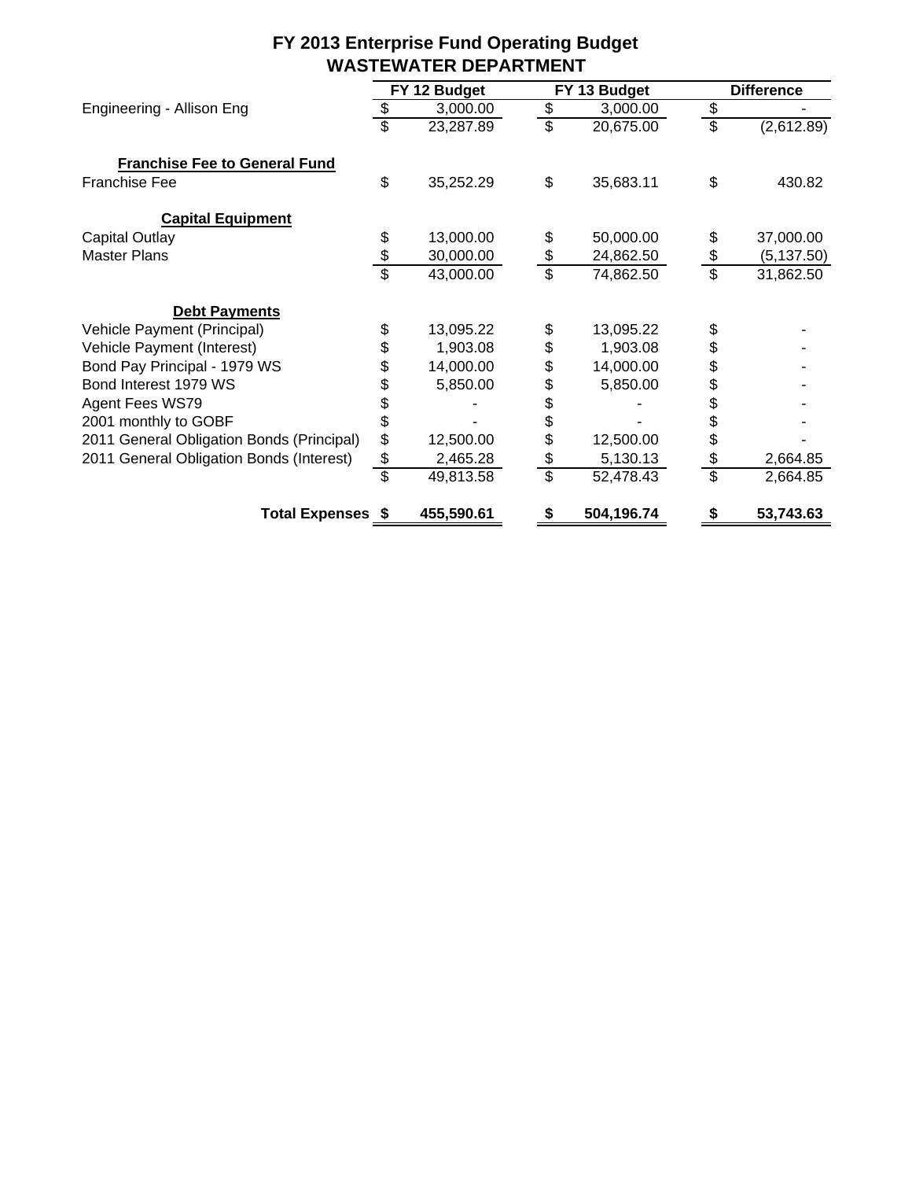# FY 2013 Enterprise Fund Operating Budget
## WASTEWATER DEPARTMENT

| | FY 12 Budget | FY 13 Budget | Difference |
|---|---|---|---|
| Engineering - Allison Eng | $ 3,000.00 | $ 3,000.00 | $ - |
| | $ 23,287.89 | $ 20,675.00 | $ (2,612.89) |
| **Franchise Fee to General Fund** | | | |
| Franchise Fee | $ 35,252.29 | $ 35,683.11 | $ 430.82 |
| **Capital Equipment** | | | |
| Capital Outlay | $ 13,000.00 | $ 50,000.00 | $ 37,000.00 |
| Master Plans | $ 30,000.00 | $ 24,862.50 | $ (5,137.50) |
| | $ 43,000.00 | $ 74,862.50 | $ 31,862.50 |
| **Debt Payments** | | | |
| Vehicle Payment (Principal) | $ 13,095.22 | $ 13,095.22 | $ - |
| Vehicle Payment (Interest) | $ 1,903.08 | $ 1,903.08 | $ - |
| Bond Pay Principal - 1979 WS | $ 14,000.00 | $ 14,000.00 | $ - |
| Bond Interest 1979 WS | $ 5,850.00 | $ 5,850.00 | $ - |
| Agent Fees WS79 | $ - | $ - | $ - |
| 2001 monthly to GOBF | $ - | $ - | $ - |
| 2011 General Obligation Bonds (Principal) | $ 12,500.00 | $ 12,500.00 | $ - |
| 2011 General Obligation Bonds (Interest) | $ 2,465.28 | $ 5,130.13 | $ 2,664.85 |
| | $ 49,813.58 | $ 52,478.43 | $ 2,664.85 |
| **Total Expenses** | **$ 455,590.61** | **$ 504,196.74** | **$ 53,743.63** |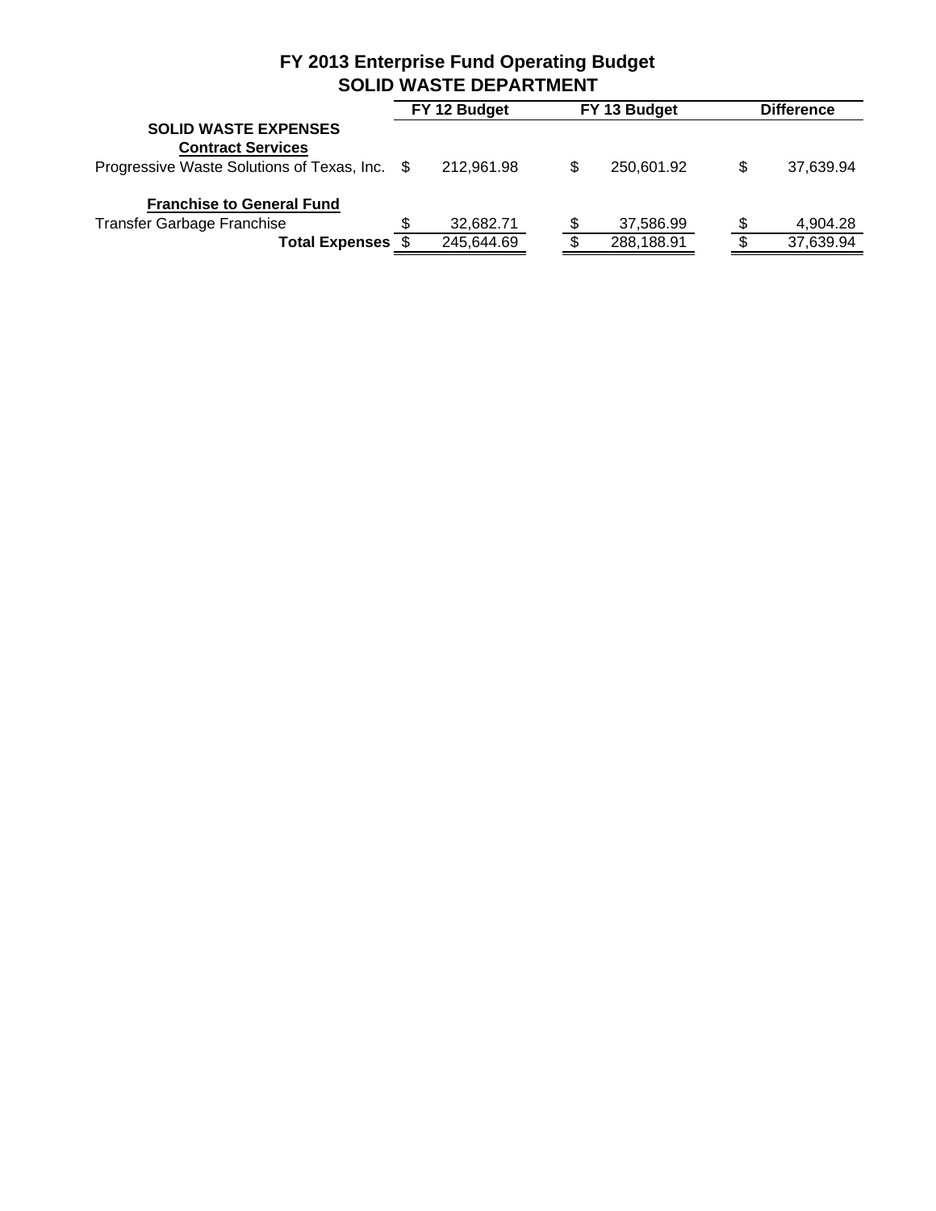# FY 2013 Enterprise Fund Operating Budget
## SOLID WASTE DEPARTMENT

| | FY 12 Budget | FY 13 Budget | Difference |
|---|---|---|---|
| **SOLID WASTE EXPENSES** | | | |
| **Contract Services** | | | |
| Progressive Waste Solutions of Texas, Inc. | $ 212,961.98 | $ 250,601.92 | $ 37,639.94 |
| **Franchise to General Fund** | | | |
| Transfer Garbage Franchise | $ 32,682.71 | $ 37,586.99 | $ 4,904.28 |
| **Total Expenses** | $ 245,644.69 | $ 288,188.91 | $ 37,639.94 |